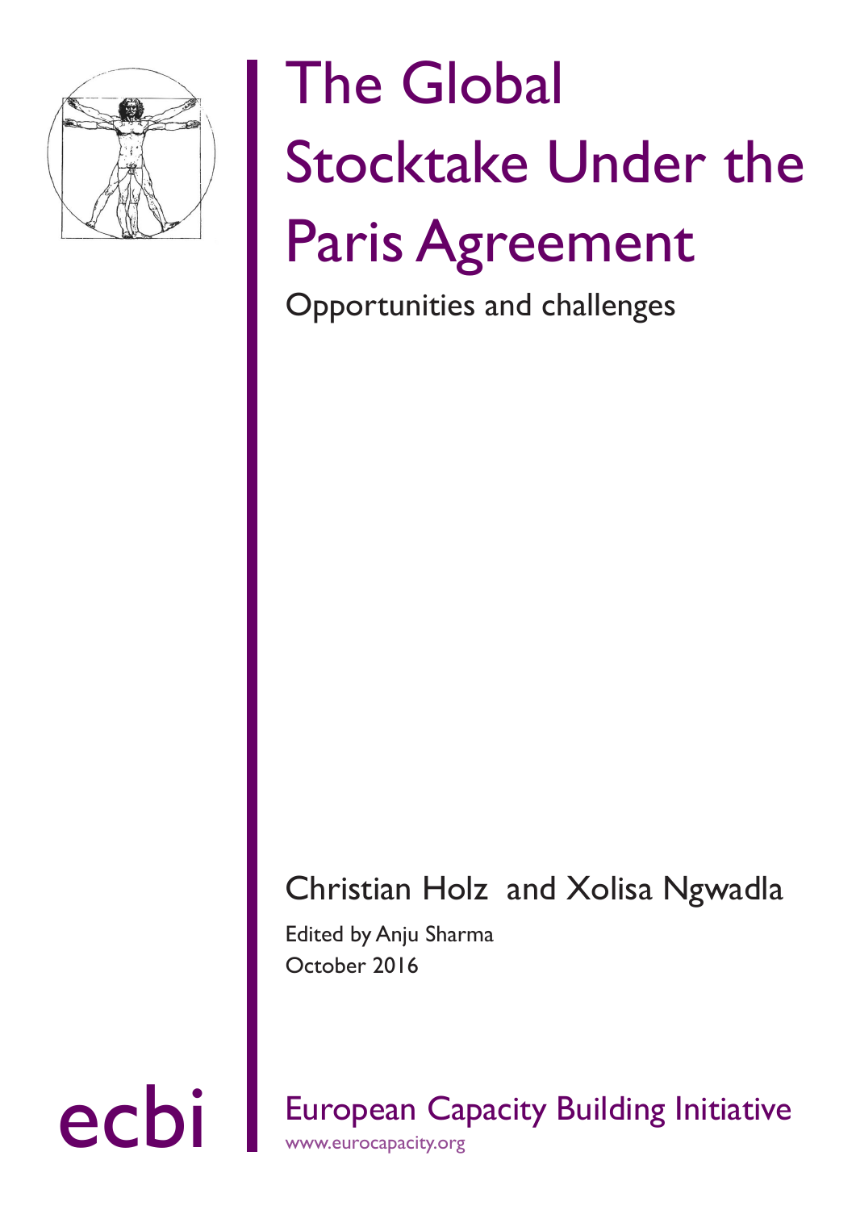# The Global Stocktake Under the Paris Agreement

Opportunities and challenges

Christian Holz and Xolisa Ngwadla

Edited by Anju Sharma

October 2016

ecbi

European Capacity Building Initiative

www.eurocapacity.org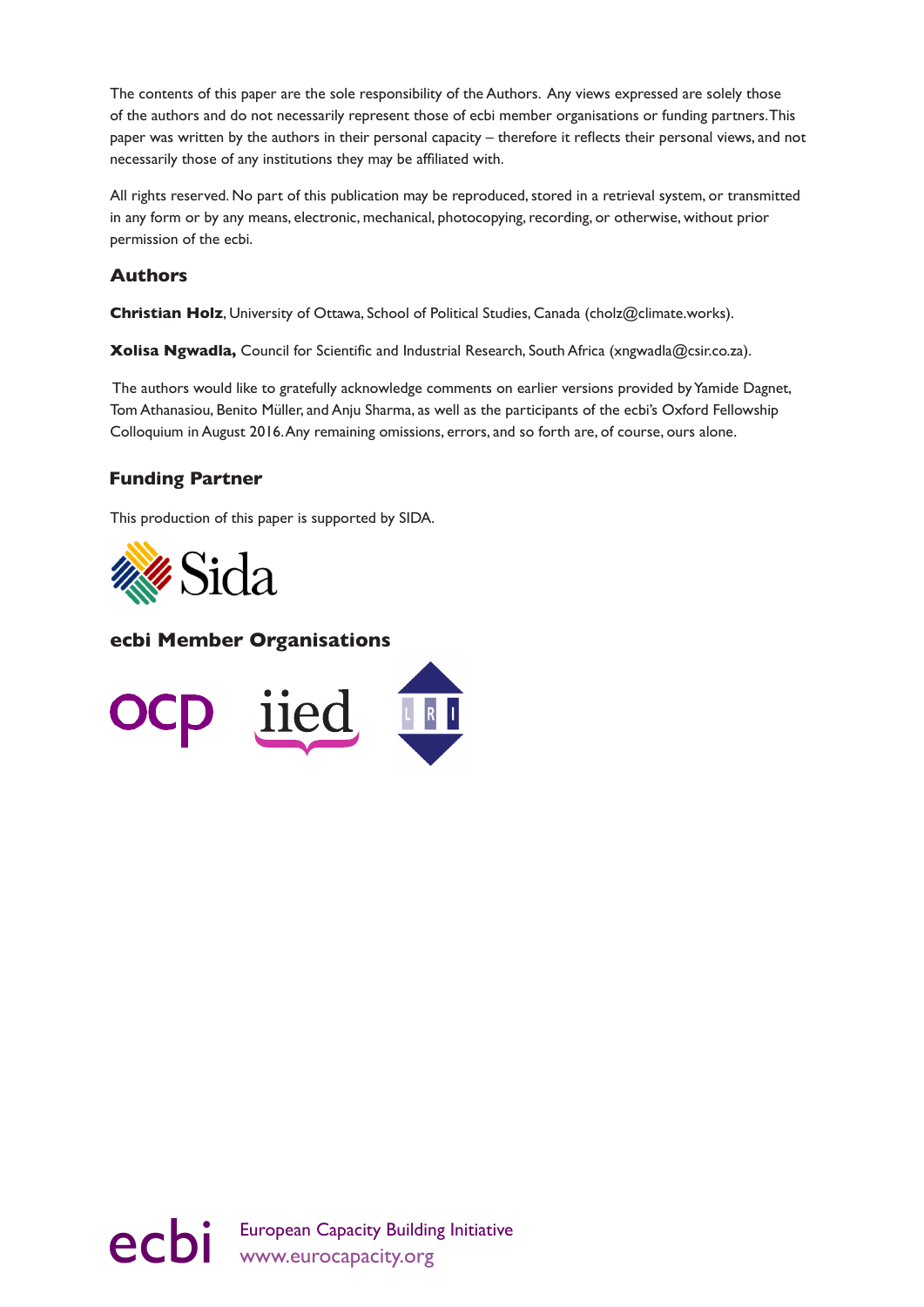The contents of this paper are the sole responsibility of the Authors. Any views expressed are solely those of the authors and do not necessarily represent those of ecbi member organisations or funding partners. This paper was written by the authors in their personal capacity – therefore it reflects their personal views, and not necessarily those of any institutions they may be affiliated with.

All rights reserved. No part of this publication may be reproduced, stored in a retrieval system, or transmitted in any form or by any means, electronic, mechanical, photocopying, recording, or otherwise, without prior permission of the ecbi.

## Authors

**Christian Holz**, University of Ottawa, School of Political Studies, Canada (cholz@climate.works).

**Xolisa Ngwadla,** Council for Scientific and Industrial Research, South Africa (xngwadla@csir.co.za).

The authors would like to gratefully acknowledge comments on earlier versions provided by Yamide Dagnet, Tom Athanasiou, Benito Müller, and Anju Sharma, as well as the participants of the ecbi's Oxford Fellowship Colloquium in August 2016. Any remaining omissions, errors, and so forth are, of course, ours alone.

## Funding Partner

This production of this paper is supported by SIDA.

Sida

## ecbi Member Organisations

ocp iied LRI

ecbi European Capacity Building Initiative
www.eurocapacity.org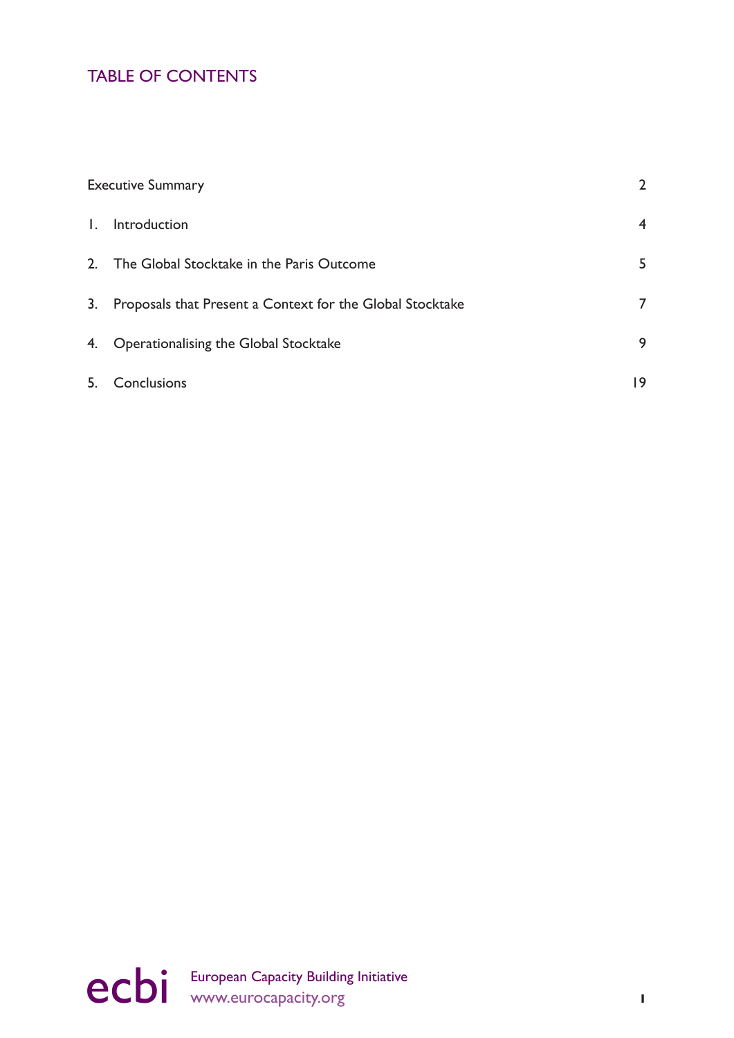## TABLE OF CONTENTS

| | |
|---|---|
| Executive Summary | 2 |
| 1. Introduction | 4 |
| 2. The Global Stocktake in the Paris Outcome | 5 |
| 3. Proposals that Present a Context for the Global Stocktake | 7 |
| 4. Operationalising the Global Stocktake | 9 |
| 5. Conclusions | 19 |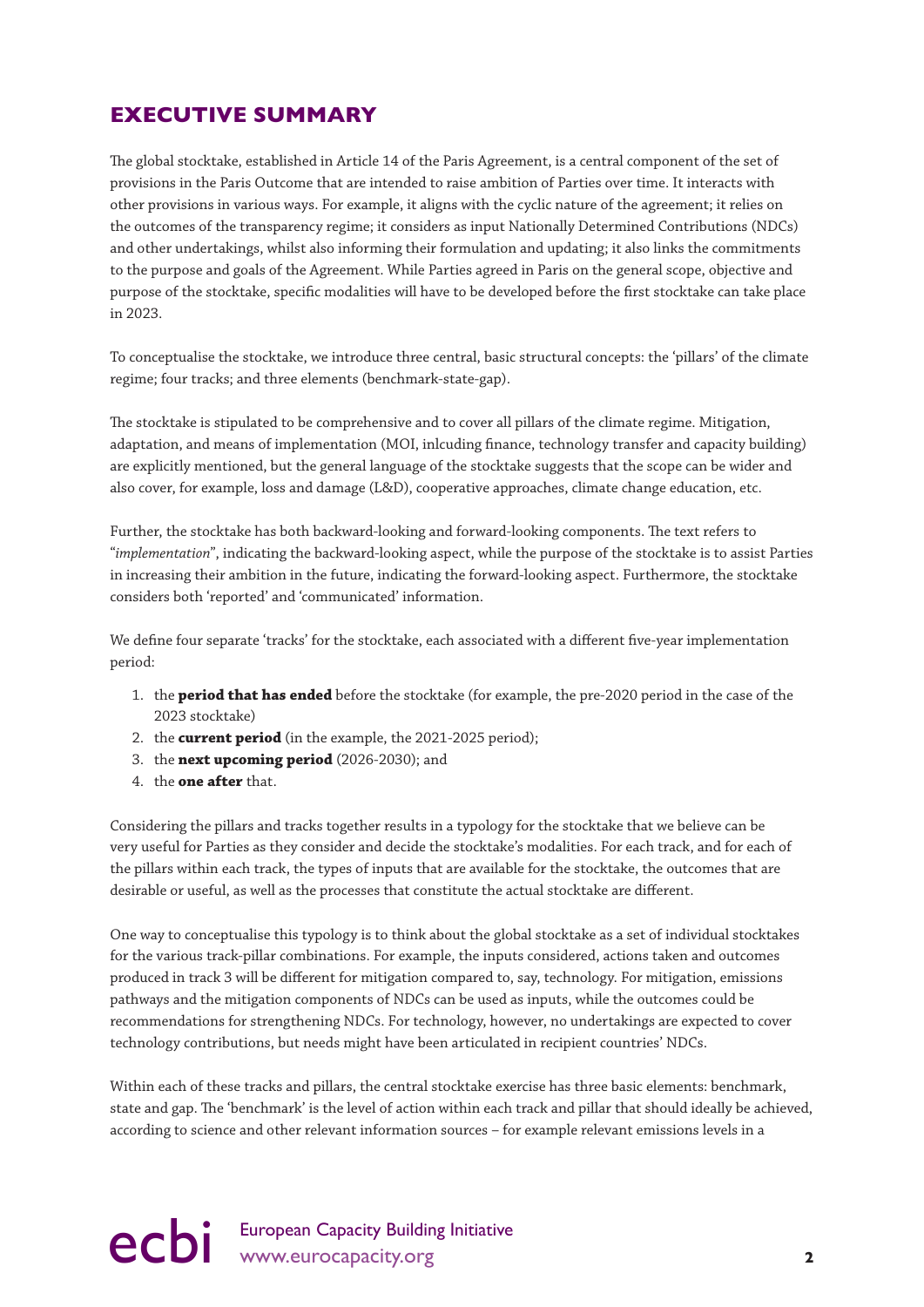## EXECUTIVE SUMMARY

The global stocktake, established in Article 14 of the Paris Agreement, is a central component of the set of provisions in the Paris Outcome that are intended to raise ambition of Parties over time. It interacts with other provisions in various ways. For example, it aligns with the cyclic nature of the agreement; it relies on the outcomes of the transparency regime; it considers as input Nationally Determined Contributions (NDCs) and other undertakings, whilst also informing their formulation and updating; it also links the commitments to the purpose and goals of the Agreement. While Parties agreed in Paris on the general scope, objective and purpose of the stocktake, specific modalities will have to be developed before the first stocktake can take place in 2023.

To conceptualise the stocktake, we introduce three central, basic structural concepts: the 'pillars' of the climate regime; four tracks; and three elements (benchmark-state-gap).

The stocktake is stipulated to be comprehensive and to cover all pillars of the climate regime. Mitigation, adaptation, and means of implementation (MOI, inlcuding finance, technology transfer and capacity building) are explicitly mentioned, but the general language of the stocktake suggests that the scope can be wider and also cover, for example, loss and damage (L&D), cooperative approaches, climate change education, etc.

Further, the stocktake has both backward-looking and forward-looking components. The text refers to "*implementation*", indicating the backward-looking aspect, while the purpose of the stocktake is to assist Parties in increasing their ambition in the future, indicating the forward-looking aspect. Furthermore, the stocktake considers both 'reported' and 'communicated' information.

We define four separate 'tracks' for the stocktake, each associated with a different five-year implementation period:

1. the **period that has ended** before the stocktake (for example, the pre-2020 period in the case of the 2023 stocktake)
2. the **current period** (in the example, the 2021-2025 period);
3. the **next upcoming period** (2026-2030); and
4. the **one after** that.

Considering the pillars and tracks together results in a typology for the stocktake that we believe can be very useful for Parties as they consider and decide the stocktake's modalities. For each track, and for each of the pillars within each track, the types of inputs that are available for the stocktake, the outcomes that are desirable or useful, as well as the processes that constitute the actual stocktake are different.

One way to conceptualise this typology is to think about the global stocktake as a set of individual stocktakes for the various track-pillar combinations. For example, the inputs considered, actions taken and outcomes produced in track 3 will be different for mitigation compared to, say, technology. For mitigation, emissions pathways and the mitigation components of NDCs can be used as inputs, while the outcomes could be recommendations for strengthening NDCs. For technology, however, no undertakings are expected to cover technology contributions, but needs might have been articulated in recipient countries' NDCs.

Within each of these tracks and pillars, the central stocktake exercise has three basic elements: benchmark, state and gap. The 'benchmark' is the level of action within each track and pillar that should ideally be achieved, according to science and other relevant information sources – for example relevant emissions levels in a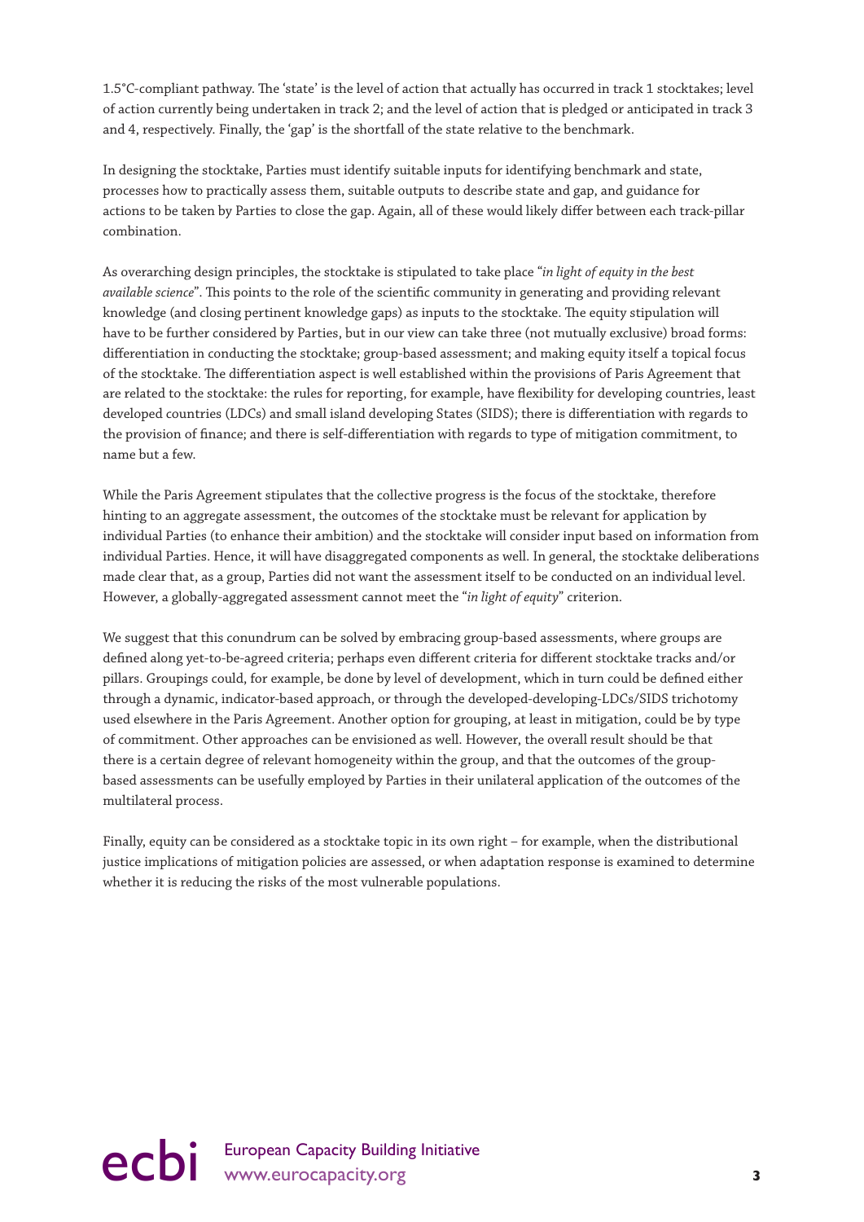1.5°C-compliant pathway. The 'state' is the level of action that actually has occurred in track 1 stocktakes; level of action currently being undertaken in track 2; and the level of action that is pledged or anticipated in track 3 and 4, respectively. Finally, the 'gap' is the shortfall of the state relative to the benchmark.

In designing the stocktake, Parties must identify suitable inputs for identifying benchmark and state, processes how to practically assess them, suitable outputs to describe state and gap, and guidance for actions to be taken by Parties to close the gap. Again, all of these would likely differ between each track-pillar combination.

As overarching design principles, the stocktake is stipulated to take place "*in light of equity in the best available science*". This points to the role of the scientific community in generating and providing relevant knowledge (and closing pertinent knowledge gaps) as inputs to the stocktake. The equity stipulation will have to be further considered by Parties, but in our view can take three (not mutually exclusive) broad forms: differentiation in conducting the stocktake; group-based assessment; and making equity itself a topical focus of the stocktake. The differentiation aspect is well established within the provisions of Paris Agreement that are related to the stocktake: the rules for reporting, for example, have flexibility for developing countries, least developed countries (LDCs) and small island developing States (SIDS); there is differentiation with regards to the provision of finance; and there is self-differentiation with regards to type of mitigation commitment, to name but a few.

While the Paris Agreement stipulates that the collective progress is the focus of the stocktake, therefore hinting to an aggregate assessment, the outcomes of the stocktake must be relevant for application by individual Parties (to enhance their ambition) and the stocktake will consider input based on information from individual Parties. Hence, it will have disaggregated components as well. In general, the stocktake deliberations made clear that, as a group, Parties did not want the assessment itself to be conducted on an individual level. However, a globally-aggregated assessment cannot meet the "*in light of equity*" criterion.

We suggest that this conundrum can be solved by embracing group-based assessments, where groups are defined along yet-to-be-agreed criteria; perhaps even different criteria for different stocktake tracks and/or pillars. Groupings could, for example, be done by level of development, which in turn could be defined either through a dynamic, indicator-based approach, or through the developed-developing-LDCs/SIDS trichotomy used elsewhere in the Paris Agreement. Another option for grouping, at least in mitigation, could be by type of commitment. Other approaches can be envisioned as well. However, the overall result should be that there is a certain degree of relevant homogeneity within the group, and that the outcomes of the group-based assessments can be usefully employed by Parties in their unilateral application of the outcomes of the multilateral process.

Finally, equity can be considered as a stocktake topic in its own right – for example, when the distributional justice implications of mitigation policies are assessed, or when adaptation response is examined to determine whether it is reducing the risks of the most vulnerable populations.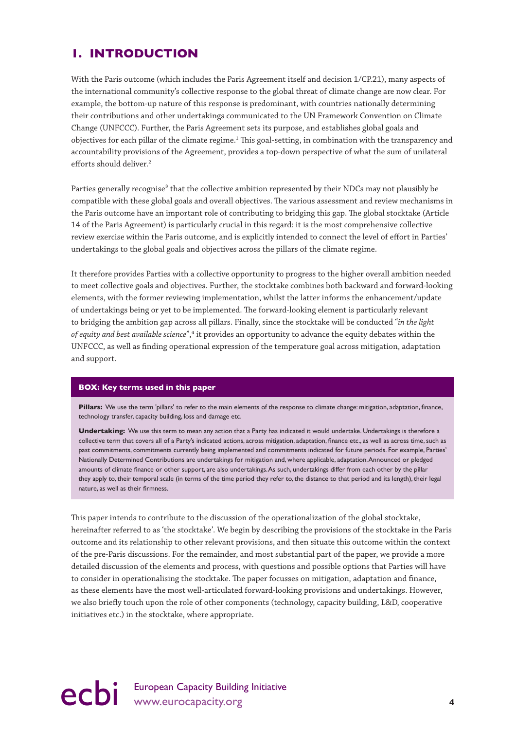# 1. INTRODUCTION

With the Paris outcome (which includes the Paris Agreement itself and decision 1/CP.21), many aspects of the international community's collective response to the global threat of climate change are now clear. For example, the bottom-up nature of this response is predominant, with countries nationally determining their contributions and other undertakings communicated to the UN Framework Convention on Climate Change (UNFCCC). Further, the Paris Agreement sets its purpose, and establishes global goals and objectives for each pillar of the climate regime.[1] This goal-setting, in combination with the transparency and accountability provisions of the Agreement, provides a top-down perspective of what the sum of unilateral efforts should deliver.[2]

Parties generally recognise[3] that the collective ambition represented by their NDCs may not plausibly be compatible with these global goals and overall objectives. The various assessment and review mechanisms in the Paris outcome have an important role of contributing to bridging this gap. The global stocktake (Article 14 of the Paris Agreement) is particularly crucial in this regard: it is the most comprehensive collective review exercise within the Paris outcome, and is explicitly intended to connect the level of effort in Parties' undertakings to the global goals and objectives across the pillars of the climate regime.

It therefore provides Parties with a collective opportunity to progress to the higher overall ambition needed to meet collective goals and objectives. Further, the stocktake combines both backward and forward-looking elements, with the former reviewing implementation, whilst the latter informs the enhancement/update of undertakings being or yet to be implemented. The forward-looking element is particularly relevant to bridging the ambition gap across all pillars. Finally, since the stocktake will be conducted "*in the light of equity and best available science*",[4] it provides an opportunity to advance the equity debates within the UNFCCC, as well as finding operational expression of the temperature goal across mitigation, adaptation and support.

> **BOX: Key terms used in this paper**
>
> **Pillars:** We use the term 'pillars' to refer to the main elements of the response to climate change: mitigation, adaptation, finance, technology transfer, capacity building, loss and damage etc.
>
> **Undertaking:** We use this term to mean any action that a Party has indicated it would undertake. Undertakings is therefore a collective term that covers all of a Party's indicated actions, across mitigation, adaptation, finance etc., as well as across time, such as past commitments, commitments currently being implemented and commitments indicated for future periods. For example, Parties' Nationally Determined Contributions are undertakings for mitigation and, where applicable, adaptation. Announced or pledged amounts of climate finance or other support, are also undertakings. As such, undertakings differ from each other by the pillar they apply to, their temporal scale (in terms of the time period they refer to, the distance to that period and its length), their legal nature, as well as their firmness.

This paper intends to contribute to the discussion of the operationalization of the global stocktake, hereinafter referred to as 'the stocktake'. We begin by describing the provisions of the stocktake in the Paris outcome and its relationship to other relevant provisions, and then situate this outcome within the context of the pre-Paris discussions. For the remainder, and most substantial part of the paper, we provide a more detailed discussion of the elements and process, with questions and possible options that Parties will have to consider in operationalising the stocktake. The paper focusses on mitigation, adaptation and finance, as these elements have the most well-articulated forward-looking provisions and undertakings. However, we also briefly touch upon the role of other components (technology, capacity building, L&D, cooperative initiatives etc.) in the stocktake, where appropriate.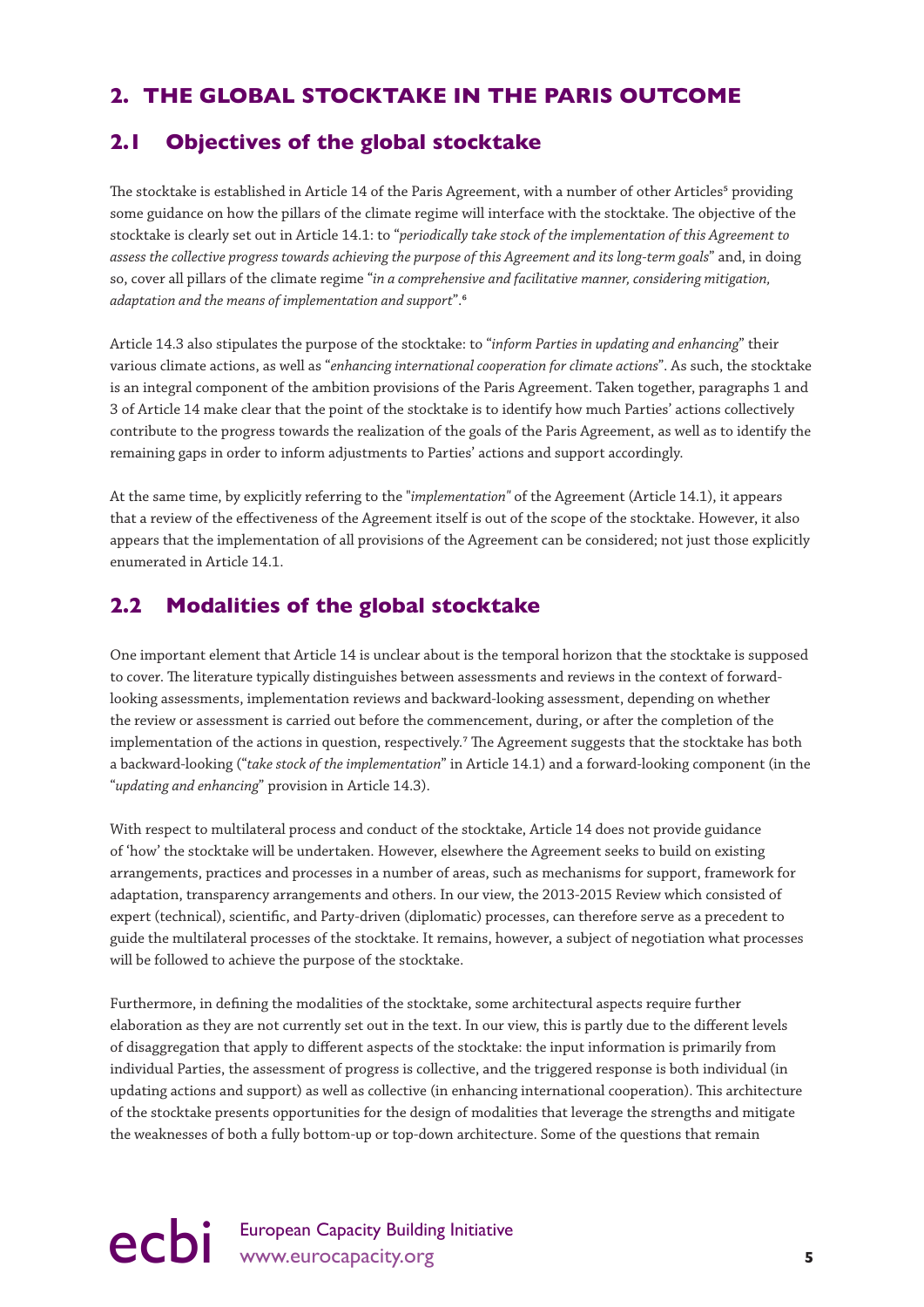# 2. THE GLOBAL STOCKTAKE IN THE PARIS OUTCOME

## 2.1 Objectives of the global stocktake

The stocktake is established in Article 14 of the Paris Agreement, with a number of other Articles[5] providing some guidance on how the pillars of the climate regime will interface with the stocktake. The objective of the stocktake is clearly set out in Article 14.1: to "*periodically take stock of the implementation of this Agreement to assess the collective progress towards achieving the purpose of this Agreement and its long-term goals*" and, in doing so, cover all pillars of the climate regime "*in a comprehensive and facilitative manner, considering mitigation, adaptation and the means of implementation and support*".[6]

Article 14.3 also stipulates the purpose of the stocktake: to "*inform Parties in updating and enhancing*" their various climate actions, as well as "*enhancing international cooperation for climate actions*". As such, the stocktake is an integral component of the ambition provisions of the Paris Agreement. Taken together, paragraphs 1 and 3 of Article 14 make clear that the point of the stocktake is to identify how much Parties' actions collectively contribute to the progress towards the realization of the goals of the Paris Agreement, as well as to identify the remaining gaps in order to inform adjustments to Parties' actions and support accordingly.

At the same time, by explicitly referring to the "*implementation*" of the Agreement (Article 14.1), it appears that a review of the effectiveness of the Agreement itself is out of the scope of the stocktake. However, it also appears that the implementation of all provisions of the Agreement can be considered; not just those explicitly enumerated in Article 14.1.

## 2.2 Modalities of the global stocktake

One important element that Article 14 is unclear about is the temporal horizon that the stocktake is supposed to cover. The literature typically distinguishes between assessments and reviews in the context of forward-looking assessments, implementation reviews and backward-looking assessment, depending on whether the review or assessment is carried out before the commencement, during, or after the completion of the implementation of the actions in question, respectively.[7] The Agreement suggests that the stocktake has both a backward-looking ("*take stock of the implementation*" in Article 14.1) and a forward-looking component (in the "*updating and enhancing*" provision in Article 14.3).

With respect to multilateral process and conduct of the stocktake, Article 14 does not provide guidance of 'how' the stocktake will be undertaken. However, elsewhere the Agreement seeks to build on existing arrangements, practices and processes in a number of areas, such as mechanisms for support, framework for adaptation, transparency arrangements and others. In our view, the 2013-2015 Review which consisted of expert (technical), scientific, and Party-driven (diplomatic) processes, can therefore serve as a precedent to guide the multilateral processes of the stocktake. It remains, however, a subject of negotiation what processes will be followed to achieve the purpose of the stocktake.

Furthermore, in defining the modalities of the stocktake, some architectural aspects require further elaboration as they are not currently set out in the text. In our view, this is partly due to the different levels of disaggregation that apply to different aspects of the stocktake: the input information is primarily from individual Parties, the assessment of progress is collective, and the triggered response is both individual (in updating actions and support) as well as collective (in enhancing international cooperation). This architecture of the stocktake presents opportunities for the design of modalities that leverage the strengths and mitigate the weaknesses of both a fully bottom-up or top-down architecture. Some of the questions that remain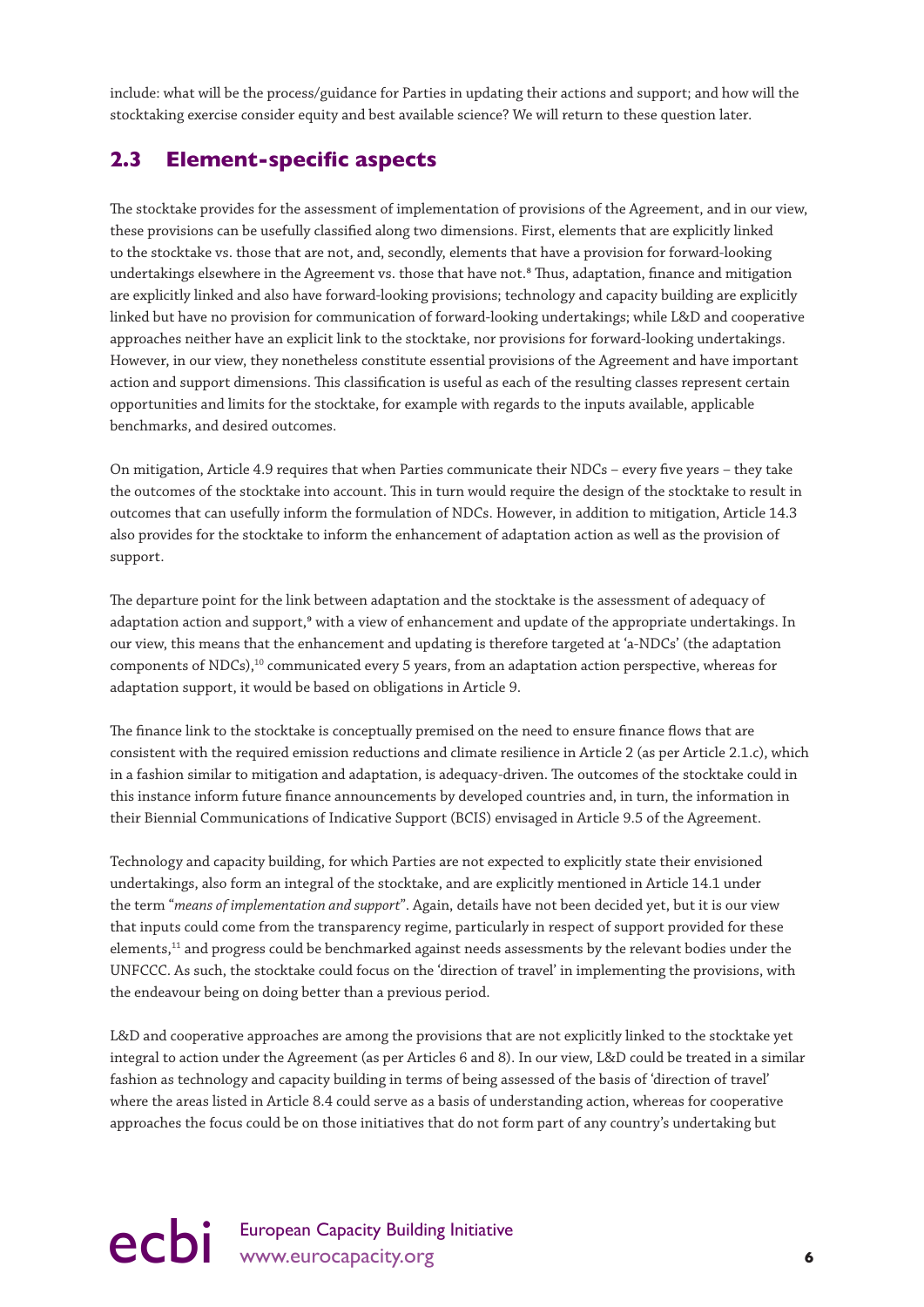include: what will be the process/guidance for Parties in updating their actions and support; and how will the stocktaking exercise consider equity and best available science? We will return to these question later.

## 2.3 Element-specific aspects

The stocktake provides for the assessment of implementation of provisions of the Agreement, and in our view, these provisions can be usefully classified along two dimensions. First, elements that are explicitly linked to the stocktake vs. those that are not, and, secondly, elements that have a provision for forward-looking undertakings elsewhere in the Agreement vs. those that have not.[8] Thus, adaptation, finance and mitigation are explicitly linked and also have forward-looking provisions; technology and capacity building are explicitly linked but have no provision for communication of forward-looking undertakings; while L&D and cooperative approaches neither have an explicit link to the stocktake, nor provisions for forward-looking undertakings. However, in our view, they nonetheless constitute essential provisions of the Agreement and have important action and support dimensions. This classification is useful as each of the resulting classes represent certain opportunities and limits for the stocktake, for example with regards to the inputs available, applicable benchmarks, and desired outcomes.

On mitigation, Article 4.9 requires that when Parties communicate their NDCs – every five years – they take the outcomes of the stocktake into account. This in turn would require the design of the stocktake to result in outcomes that can usefully inform the formulation of NDCs. However, in addition to mitigation, Article 14.3 also provides for the stocktake to inform the enhancement of adaptation action as well as the provision of support.

The departure point for the link between adaptation and the stocktake is the assessment of adequacy of adaptation action and support,[9] with a view of enhancement and update of the appropriate undertakings. In our view, this means that the enhancement and updating is therefore targeted at 'a-NDCs' (the adaptation components of NDCs),[10] communicated every 5 years, from an adaptation action perspective, whereas for adaptation support, it would be based on obligations in Article 9.

The finance link to the stocktake is conceptually premised on the need to ensure finance flows that are consistent with the required emission reductions and climate resilience in Article 2 (as per Article 2.1.c), which in a fashion similar to mitigation and adaptation, is adequacy-driven. The outcomes of the stocktake could in this instance inform future finance announcements by developed countries and, in turn, the information in their Biennial Communications of Indicative Support (BCIS) envisaged in Article 9.5 of the Agreement.

Technology and capacity building, for which Parties are not expected to explicitly state their envisioned undertakings, also form an integral of the stocktake, and are explicitly mentioned in Article 14.1 under the term "*means of implementation and support*". Again, details have not been decided yet, but it is our view that inputs could come from the transparency regime, particularly in respect of support provided for these elements,[11] and progress could be benchmarked against needs assessments by the relevant bodies under the UNFCCC. As such, the stocktake could focus on the 'direction of travel' in implementing the provisions, with the endeavour being on doing better than a previous period.

L&D and cooperative approaches are among the provisions that are not explicitly linked to the stocktake yet integral to action under the Agreement (as per Articles 6 and 8). In our view, L&D could be treated in a similar fashion as technology and capacity building in terms of being assessed of the basis of 'direction of travel' where the areas listed in Article 8.4 could serve as a basis of understanding action, whereas for cooperative approaches the focus could be on those initiatives that do not form part of any country's undertaking but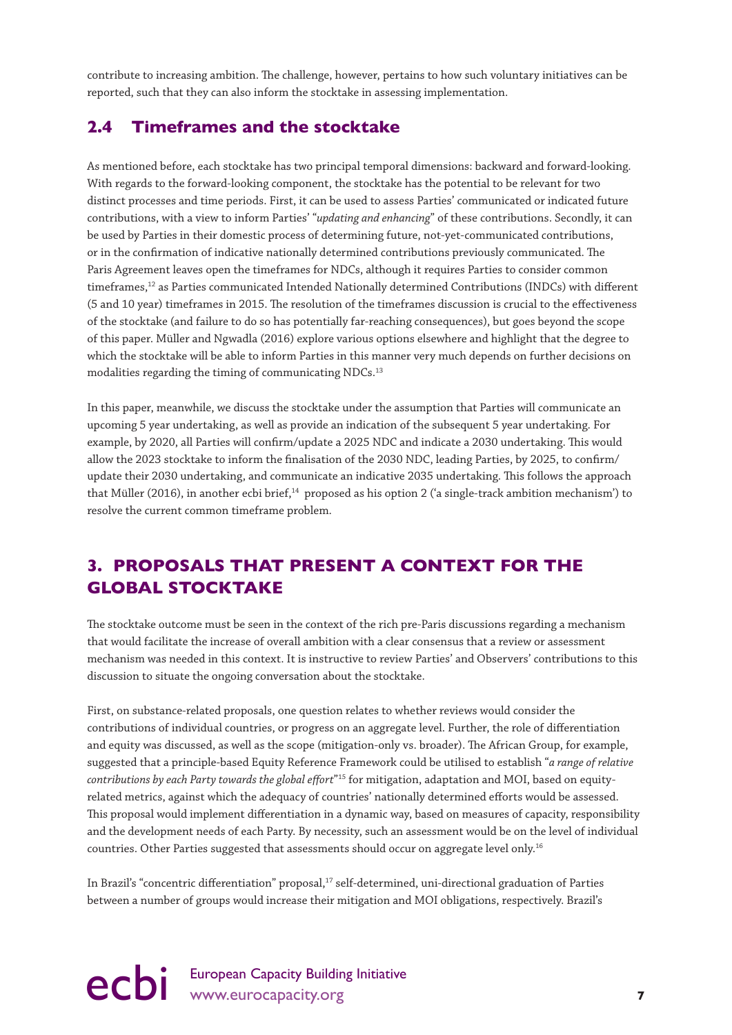contribute to increasing ambition. The challenge, however, pertains to how such voluntary initiatives can be reported, such that they can also inform the stocktake in assessing implementation.

## 2.4 Timeframes and the stocktake

As mentioned before, each stocktake has two principal temporal dimensions: backward and forward-looking. With regards to the forward-looking component, the stocktake has the potential to be relevant for two distinct processes and time periods. First, it can be used to assess Parties' communicated or indicated future contributions, with a view to inform Parties' "*updating and enhancing*" of these contributions. Secondly, it can be used by Parties in their domestic process of determining future, not-yet-communicated contributions, or in the confirmation of indicative nationally determined contributions previously communicated. The Paris Agreement leaves open the timeframes for NDCs, although it requires Parties to consider common timeframes,[12] as Parties communicated Intended Nationally determined Contributions (INDCs) with different (5 and 10 year) timeframes in 2015. The resolution of the timeframes discussion is crucial to the effectiveness of the stocktake (and failure to do so has potentially far-reaching consequences), but goes beyond the scope of this paper. Müller and Ngwadla (2016) explore various options elsewhere and highlight that the degree to which the stocktake will be able to inform Parties in this manner very much depends on further decisions on modalities regarding the timing of communicating NDCs.[13]

In this paper, meanwhile, we discuss the stocktake under the assumption that Parties will communicate an upcoming 5 year undertaking, as well as provide an indication of the subsequent 5 year undertaking. For example, by 2020, all Parties will confirm/update a 2025 NDC and indicate a 2030 undertaking. This would allow the 2023 stocktake to inform the finalisation of the 2030 NDC, leading Parties, by 2025, to confirm/update their 2030 undertaking, and communicate an indicative 2035 undertaking. This follows the approach that Müller (2016), in another ecbi brief,[14] proposed as his option 2 ('a single-track ambition mechanism') to resolve the current common timeframe problem.

# 3. PROPOSALS THAT PRESENT A CONTEXT FOR THE GLOBAL STOCKTAKE

The stocktake outcome must be seen in the context of the rich pre-Paris discussions regarding a mechanism that would facilitate the increase of overall ambition with a clear consensus that a review or assessment mechanism was needed in this context. It is instructive to review Parties' and Observers' contributions to this discussion to situate the ongoing conversation about the stocktake.

First, on substance-related proposals, one question relates to whether reviews would consider the contributions of individual countries, or progress on an aggregate level. Further, the role of differentiation and equity was discussed, as well as the scope (mitigation-only vs. broader). The African Group, for example, suggested that a principle-based Equity Reference Framework could be utilised to establish "*a range of relative contributions by each Party towards the global effort*"[15] for mitigation, adaptation and MOI, based on equity-related metrics, against which the adequacy of countries' nationally determined efforts would be assessed. This proposal would implement differentiation in a dynamic way, based on measures of capacity, responsibility and the development needs of each Party. By necessity, such an assessment would be on the level of individual countries. Other Parties suggested that assessments should occur on aggregate level only.[16]

In Brazil's "concentric differentiation" proposal,[17] self-determined, uni-directional graduation of Parties between a number of groups would increase their mitigation and MOI obligations, respectively. Brazil's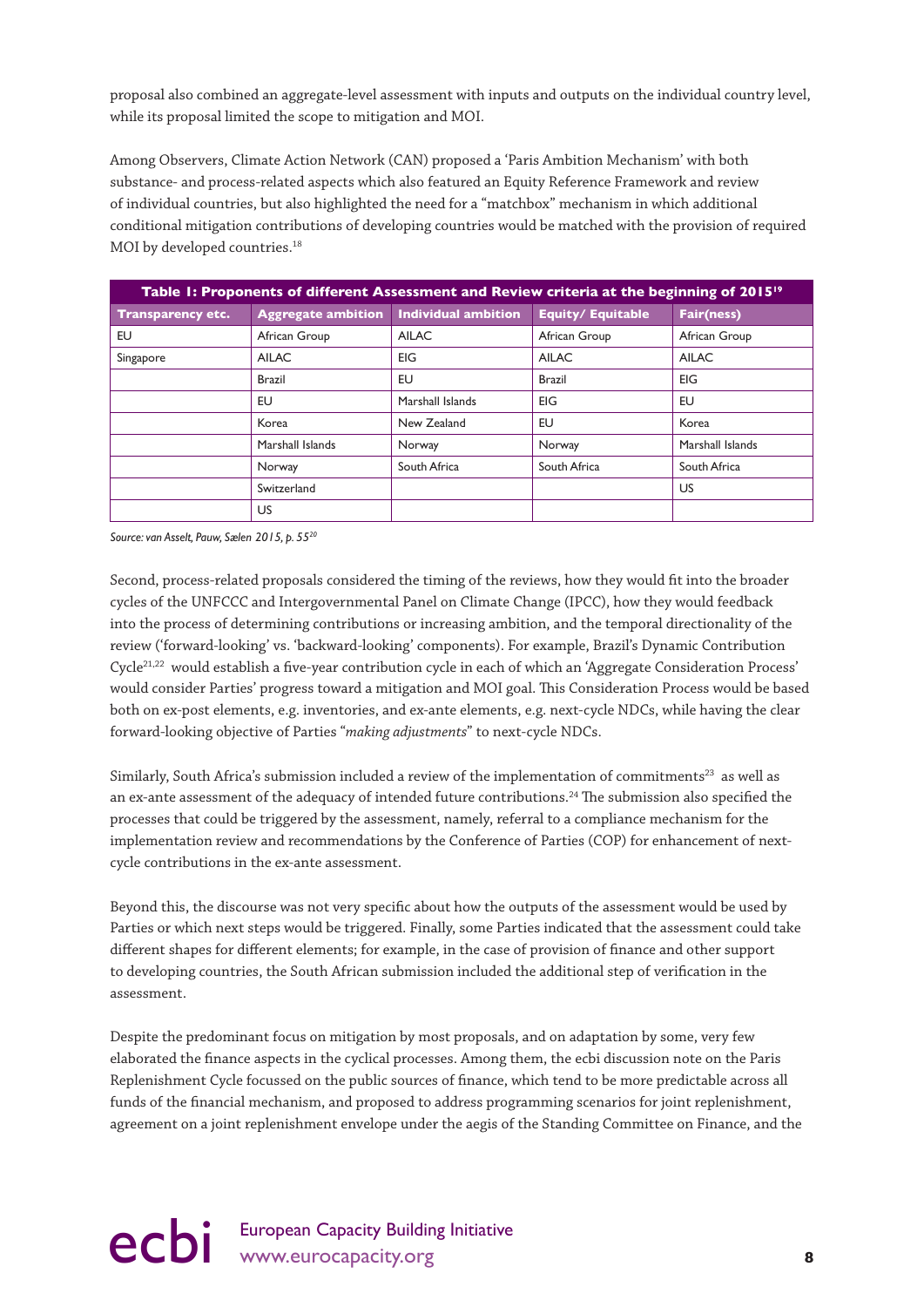proposal also combined an aggregate-level assessment with inputs and outputs on the individual country level, while its proposal limited the scope to mitigation and MOI.

Among Observers, Climate Action Network (CAN) proposed a 'Paris Ambition Mechanism' with both substance- and process-related aspects which also featured an Equity Reference Framework and review of individual countries, but also highlighted the need for a "matchbox" mechanism in which additional conditional mitigation contributions of developing countries would be matched with the provision of required MOI by developed countries.[18]

**Table 1: Proponents of different Assessment and Review criteria at the beginning of 2015**[19]

| Transparency etc. | Aggregate ambition | Individual ambition | Equity/ Equitable | Fair(ness) |
|---|---|---|---|---|
| EU | African Group | AILAC | African Group | African Group |
| Singapore | AILAC | EIG | AILAC | AILAC |
| | Brazil | EU | Brazil | EIG |
| | EU | Marshall Islands | EIG | EU |
| | Korea | New Zealand | EU | Korea |
| | Marshall Islands | Norway | Norway | Marshall Islands |
| | Norway | South Africa | South Africa | South Africa |
| | Switzerland | | | US |
| | US | | | |

*Source: van Asselt, Pauw, Sælen 2015, p. 55*[20]

Second, process-related proposals considered the timing of the reviews, how they would fit into the broader cycles of the UNFCCC and Intergovernmental Panel on Climate Change (IPCC), how they would feedback into the process of determining contributions or increasing ambition, and the temporal directionality of the review ('forward-looking' vs. 'backward-looking' components). For example, Brazil's Dynamic Contribution Cycle[21,22] would establish a five-year contribution cycle in each of which an 'Aggregate Consideration Process' would consider Parties' progress toward a mitigation and MOI goal. This Consideration Process would be based both on ex-post elements, e.g. inventories, and ex-ante elements, e.g. next-cycle NDCs, while having the clear forward-looking objective of Parties "*making adjustments*" to next-cycle NDCs.

Similarly, South Africa's submission included a review of the implementation of commitments[23] as well as an ex-ante assessment of the adequacy of intended future contributions.[24] The submission also specified the processes that could be triggered by the assessment, namely, referral to a compliance mechanism for the implementation review and recommendations by the Conference of Parties (COP) for enhancement of next-cycle contributions in the ex-ante assessment.

Beyond this, the discourse was not very specific about how the outputs of the assessment would be used by Parties or which next steps would be triggered. Finally, some Parties indicated that the assessment could take different shapes for different elements; for example, in the case of provision of finance and other support to developing countries, the South African submission included the additional step of verification in the assessment.

Despite the predominant focus on mitigation by most proposals, and on adaptation by some, very few elaborated the finance aspects in the cyclical processes. Among them, the ecbi discussion note on the Paris Replenishment Cycle focussed on the public sources of finance, which tend to be more predictable across all funds of the financial mechanism, and proposed to address programming scenarios for joint replenishment, agreement on a joint replenishment envelope under the aegis of the Standing Committee on Finance, and the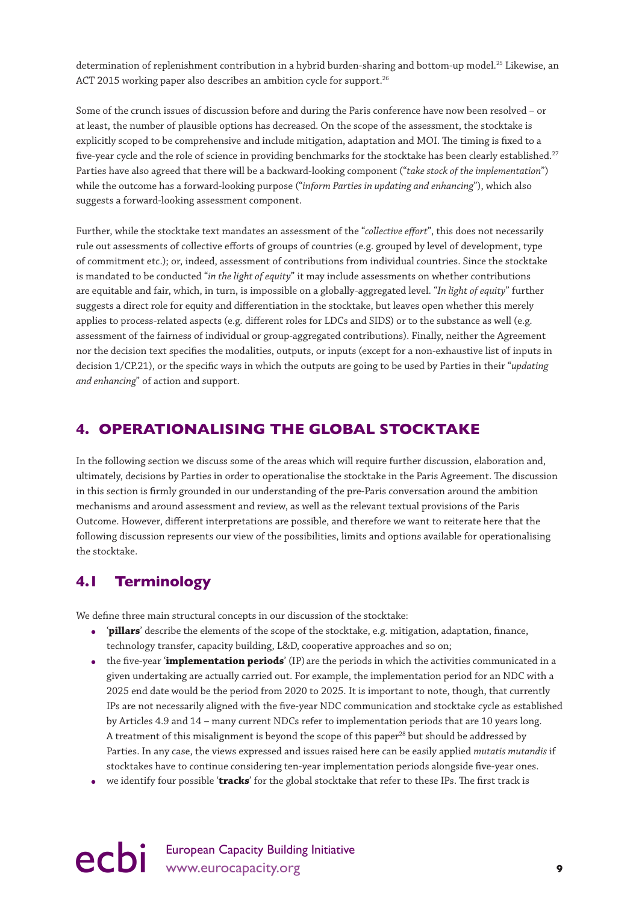determination of replenishment contribution in a hybrid burden-sharing and bottom-up model.[25] Likewise, an ACT 2015 working paper also describes an ambition cycle for support.[26]

Some of the crunch issues of discussion before and during the Paris conference have now been resolved – or at least, the number of plausible options has decreased. On the scope of the assessment, the stocktake is explicitly scoped to be comprehensive and include mitigation, adaptation and MOI. The timing is fixed to a five-year cycle and the role of science in providing benchmarks for the stocktake has been clearly established.[27] Parties have also agreed that there will be a backward-looking component ("*take stock of the implementation*") while the outcome has a forward-looking purpose ("*inform Parties in updating and enhancing*"), which also suggests a forward-looking assessment component.

Further, while the stocktake text mandates an assessment of the "*collective effort*", this does not necessarily rule out assessments of collective efforts of groups of countries (e.g. grouped by level of development, type of commitment etc.); or, indeed, assessment of contributions from individual countries. Since the stocktake is mandated to be conducted "*in the light of equity*" it may include assessments on whether contributions are equitable and fair, which, in turn, is impossible on a globally-aggregated level. "*In light of equity*" further suggests a direct role for equity and differentiation in the stocktake, but leaves open whether this merely applies to process-related aspects (e.g. different roles for LDCs and SIDS) or to the substance as well (e.g. assessment of the fairness of individual or group-aggregated contributions). Finally, neither the Agreement nor the decision text specifies the modalities, outputs, or inputs (except for a non-exhaustive list of inputs in decision 1/CP.21), or the specific ways in which the outputs are going to be used by Parties in their "*updating and enhancing*" of action and support.

## 4. OPERATIONALISING THE GLOBAL STOCKTAKE

In the following section we discuss some of the areas which will require further discussion, elaboration and, ultimately, decisions by Parties in order to operationalise the stocktake in the Paris Agreement. The discussion in this section is firmly grounded in our understanding of the pre-Paris conversation around the ambition mechanisms and around assessment and review, as well as the relevant textual provisions of the Paris Outcome. However, different interpretations are possible, and therefore we want to reiterate here that the following discussion represents our view of the possibilities, limits and options available for operationalising the stocktake.

### 4.1 Terminology

We define three main structural concepts in our discussion of the stocktake:

- '**pillars**' describe the elements of the scope of the stocktake, e.g. mitigation, adaptation, finance, technology transfer, capacity building, L&D, cooperative approaches and so on;
- the five-year '**implementation periods**' (IP) are the periods in which the activities communicated in a given undertaking are actually carried out. For example, the implementation period for an NDC with a 2025 end date would be the period from 2020 to 2025. It is important to note, though, that currently IPs are not necessarily aligned with the five-year NDC communication and stocktake cycle as established by Articles 4.9 and 14 – many current NDCs refer to implementation periods that are 10 years long. A treatment of this misalignment is beyond the scope of this paper[28] but should be addressed by Parties. In any case, the views expressed and issues raised here can be easily applied *mutatis mutandis* if stocktakes have to continue considering ten-year implementation periods alongside five-year ones.
- we identify four possible '**tracks**' for the global stocktake that refer to these IPs. The first track is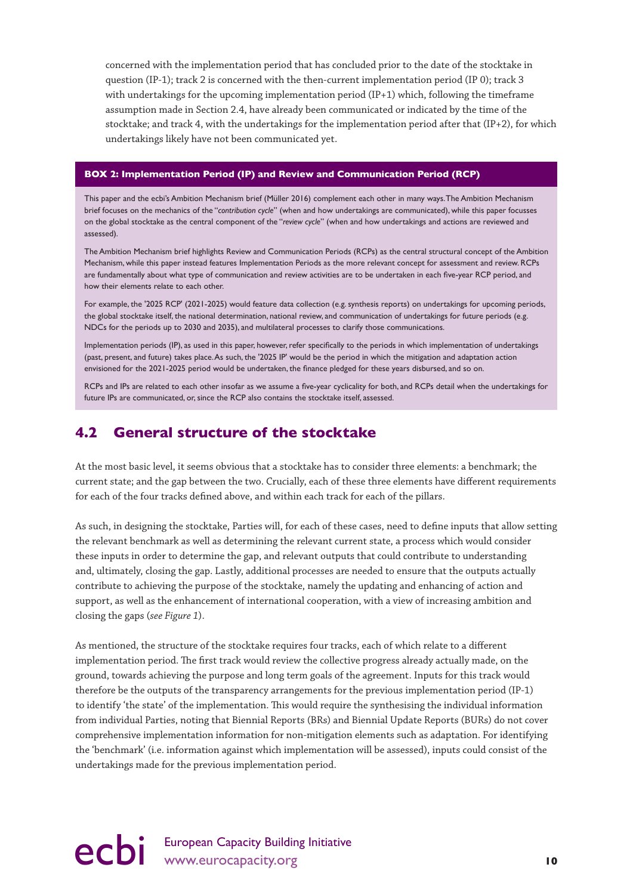concerned with the implementation period that has concluded prior to the date of the stocktake in question (IP-1); track 2 is concerned with the then-current implementation period (IP 0); track 3 with undertakings for the upcoming implementation period (IP+1) which, following the timeframe assumption made in Section 2.4, have already been communicated or indicated by the time of the stocktake; and track 4, with the undertakings for the implementation period after that (IP+2), for which undertakings likely have not been communicated yet.

**BOX 2: Implementation Period (IP) and Review and Communication Period (RCP)**

This paper and the ecbi's Ambition Mechanism brief (Müller 2016) complement each other in many ways. The Ambition Mechanism brief focuses on the mechanics of the "*contribution cycle*" (when and how undertakings are communicated), while this paper focusses on the global stocktake as the central component of the "*review cycle*" (when and how undertakings and actions are reviewed and assessed).

The Ambition Mechanism brief highlights Review and Communication Periods (RCPs) as the central structural concept of the Ambition Mechanism, while this paper instead features Implementation Periods as the more relevant concept for assessment and review. RCPs are fundamentally about what type of communication and review activities are to be undertaken in each five-year RCP period, and how their elements relate to each other.

For example, the '2025 RCP' (2021-2025) would feature data collection (e.g. synthesis reports) on undertakings for upcoming periods, the global stocktake itself, the national determination, national review, and communication of undertakings for future periods (e.g. NDCs for the periods up to 2030 and 2035), and multilateral processes to clarify those communications.

Implementation periods (IP), as used in this paper, however, refer specifically to the periods in which implementation of undertakings (past, present, and future) takes place. As such, the '2025 IP' would be the period in which the mitigation and adaptation action envisioned for the 2021-2025 period would be undertaken, the finance pledged for these years disbursed, and so on.

RCPs and IPs are related to each other insofar as we assume a five-year cyclicality for both, and RCPs detail when the undertakings for future IPs are communicated, or, since the RCP also contains the stocktake itself, assessed.

## 4.2 General structure of the stocktake

At the most basic level, it seems obvious that a stocktake has to consider three elements: a benchmark; the current state; and the gap between the two. Crucially, each of these three elements have different requirements for each of the four tracks defined above, and within each track for each of the pillars.

As such, in designing the stocktake, Parties will, for each of these cases, need to define inputs that allow setting the relevant benchmark as well as determining the relevant current state, a process which would consider these inputs in order to determine the gap, and relevant outputs that could contribute to understanding and, ultimately, closing the gap. Lastly, additional processes are needed to ensure that the outputs actually contribute to achieving the purpose of the stocktake, namely the updating and enhancing of action and support, as well as the enhancement of international cooperation, with a view of increasing ambition and closing the gaps (*see Figure 1*).

As mentioned, the structure of the stocktake requires four tracks, each of which relate to a different implementation period. The first track would review the collective progress already actually made, on the ground, towards achieving the purpose and long term goals of the agreement. Inputs for this track would therefore be the outputs of the transparency arrangements for the previous implementation period (IP-1) to identify 'the state' of the implementation. This would require the synthesising the individual information from individual Parties, noting that Biennial Reports (BRs) and Biennial Update Reports (BURs) do not cover comprehensive implementation information for non-mitigation elements such as adaptation. For identifying the 'benchmark' (i.e. information against which implementation will be assessed), inputs could consist of the undertakings made for the previous implementation period.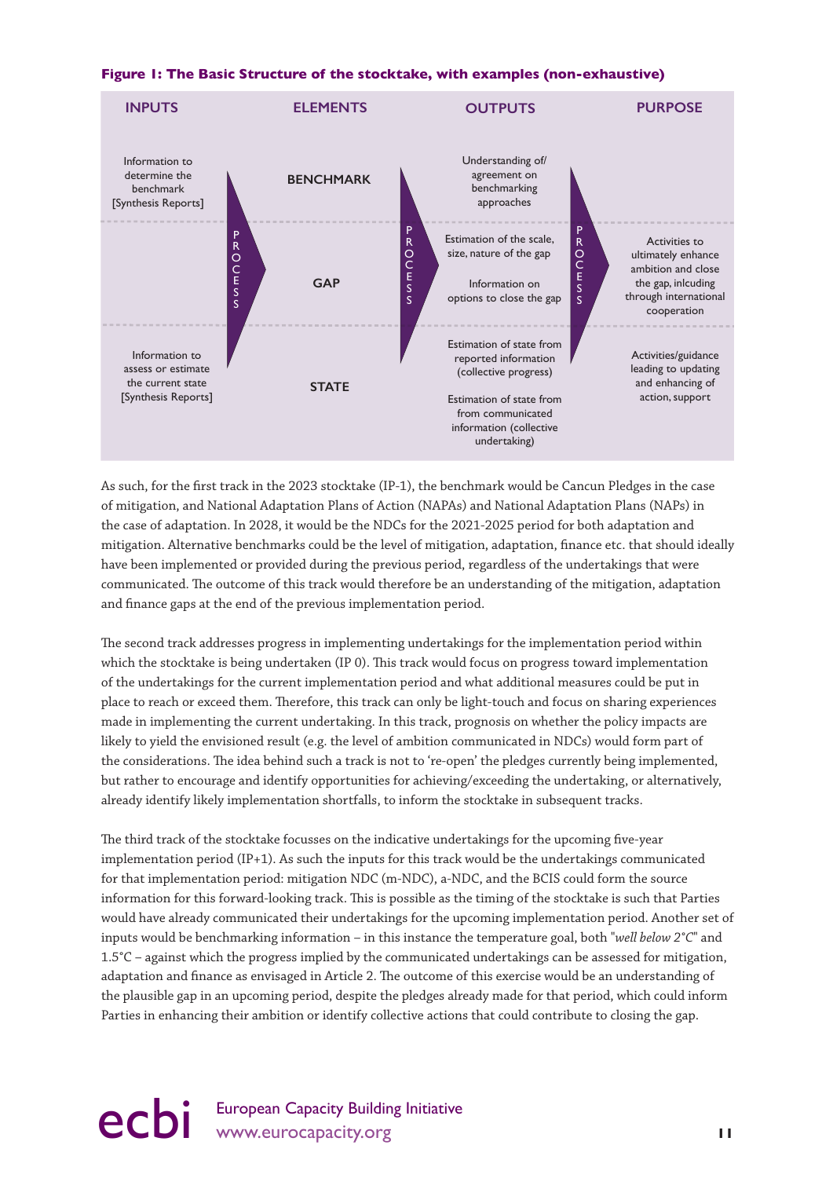**Figure 1: The Basic Structure of the stocktake, with examples (non-exhaustive)**

| INPUTS | | ELEMENTS | | OUTPUTS | | PURPOSE |
|---|---|---|---|---|---|---|
| Information to determine the benchmark [Synthesis Reports] | PROCESS | BENCHMARK | PROCESS | Understanding of/ agreement on benchmarking approaches | PROCESS | |
| | | GAP | | Estimation of the scale, size, nature of the gap<br><br>Information on options to close the gap | | Activities to ultimately enhance ambition and close the gap, inlcuding through international cooperation |
| Information to assess or estimate the current state [Synthesis Reports] | | STATE | | Estimation of state from reported information (collective progress)<br><br>Estimation of state from from communicated information (collective undertaking) | | Activities/guidance leading to updating and enhancing of action, support |

As such, for the first track in the 2023 stocktake (IP-1), the benchmark would be Cancun Pledges in the case of mitigation, and National Adaptation Plans of Action (NAPAs) and National Adaptation Plans (NAPs) in the case of adaptation. In 2028, it would be the NDCs for the 2021-2025 period for both adaptation and mitigation. Alternative benchmarks could be the level of mitigation, adaptation, finance etc. that should ideally have been implemented or provided during the previous period, regardless of the undertakings that were communicated. The outcome of this track would therefore be an understanding of the mitigation, adaptation and finance gaps at the end of the previous implementation period.

The second track addresses progress in implementing undertakings for the implementation period within which the stocktake is being undertaken (IP 0). This track would focus on progress toward implementation of the undertakings for the current implementation period and what additional measures could be put in place to reach or exceed them. Therefore, this track can only be light-touch and focus on sharing experiences made in implementing the current undertaking. In this track, prognosis on whether the policy impacts are likely to yield the envisioned result (e.g. the level of ambition communicated in NDCs) would form part of the considerations. The idea behind such a track is not to 're-open' the pledges currently being implemented, but rather to encourage and identify opportunities for achieving/exceeding the undertaking, or alternatively, already identify likely implementation shortfalls, to inform the stocktake in subsequent tracks.

The third track of the stocktake focusses on the indicative undertakings for the upcoming five-year implementation period (IP+1). As such the inputs for this track would be the undertakings communicated for that implementation period: mitigation NDC (m-NDC), a-NDC, and the BCIS could form the source information for this forward-looking track. This is possible as the timing of the stocktake is such that Parties would have already communicated their undertakings for the upcoming implementation period. Another set of inputs would be benchmarking information – in this instance the temperature goal, both "*well below 2°C*" and 1.5°C – against which the progress implied by the communicated undertakings can be assessed for mitigation, adaptation and finance as envisaged in Article 2. The outcome of this exercise would be an understanding of the plausible gap in an upcoming period, despite the pledges already made for that period, which could inform Parties in enhancing their ambition or identify collective actions that could contribute to closing the gap.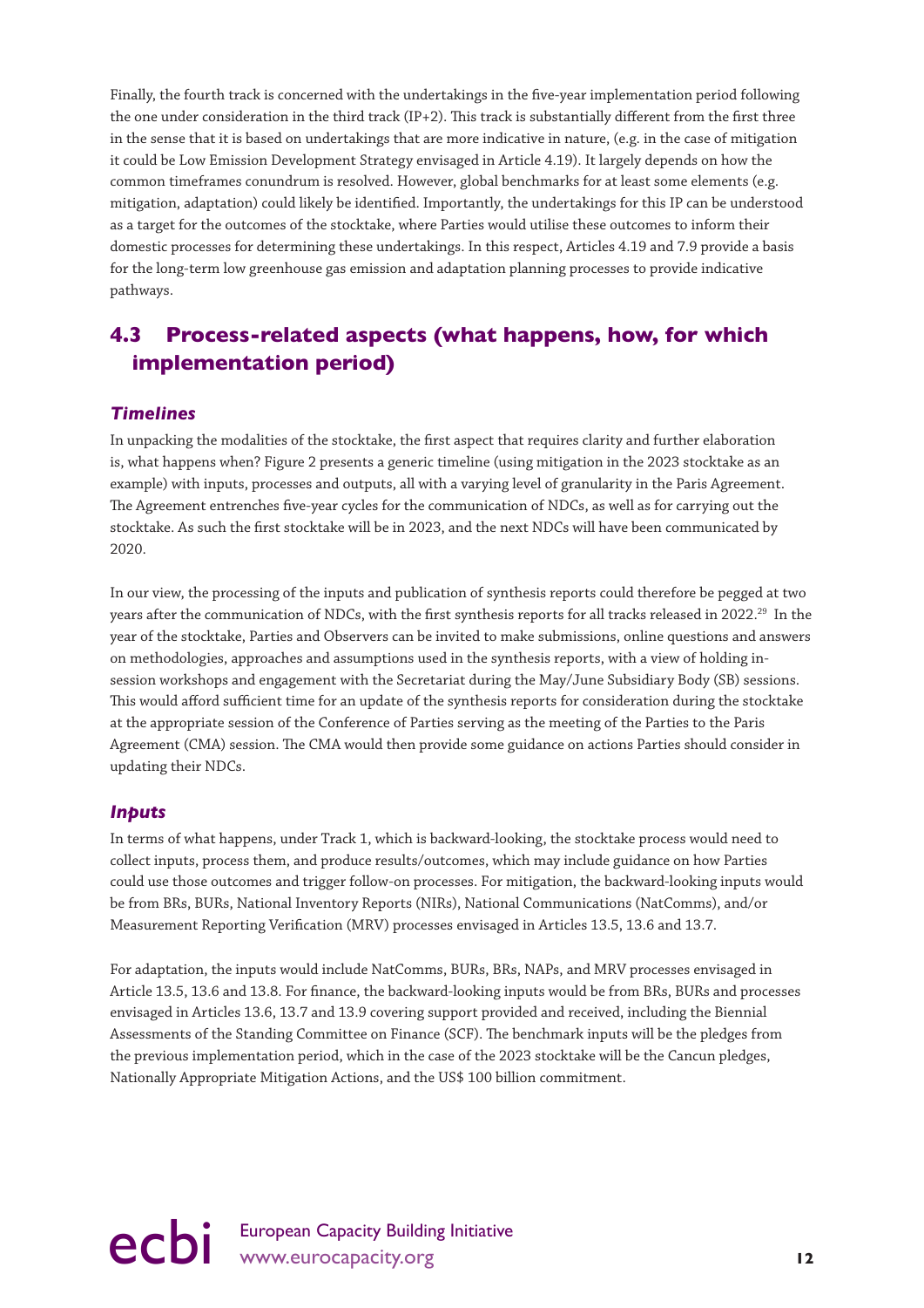Finally, the fourth track is concerned with the undertakings in the five-year implementation period following the one under consideration in the third track (IP+2). This track is substantially different from the first three in the sense that it is based on undertakings that are more indicative in nature, (e.g. in the case of mitigation it could be Low Emission Development Strategy envisaged in Article 4.19). It largely depends on how the common timeframes conundrum is resolved. However, global benchmarks for at least some elements (e.g. mitigation, adaptation) could likely be identified. Importantly, the undertakings for this IP can be understood as a target for the outcomes of the stocktake, where Parties would utilise these outcomes to inform their domestic processes for determining these undertakings. In this respect, Articles 4.19 and 7.9 provide a basis for the long-term low greenhouse gas emission and adaptation planning processes to provide indicative pathways.

## 4.3 Process-related aspects (what happens, how, for which implementation period)

### *Timelines*

In unpacking the modalities of the stocktake, the first aspect that requires clarity and further elaboration is, what happens when? Figure 2 presents a generic timeline (using mitigation in the 2023 stocktake as an example) with inputs, processes and outputs, all with a varying level of granularity in the Paris Agreement. The Agreement entrenches five-year cycles for the communication of NDCs, as well as for carrying out the stocktake. As such the first stocktake will be in 2023, and the next NDCs will have been communicated by 2020.

In our view, the processing of the inputs and publication of synthesis reports could therefore be pegged at two years after the communication of NDCs, with the first synthesis reports for all tracks released in 2022.[29] In the year of the stocktake, Parties and Observers can be invited to make submissions, online questions and answers on methodologies, approaches and assumptions used in the synthesis reports, with a view of holding in-session workshops and engagement with the Secretariat during the May/June Subsidiary Body (SB) sessions. This would afford sufficient time for an update of the synthesis reports for consideration during the stocktake at the appropriate session of the Conference of Parties serving as the meeting of the Parties to the Paris Agreement (CMA) session. The CMA would then provide some guidance on actions Parties should consider in updating their NDCs.

### *Inputs*

In terms of what happens, under Track 1, which is backward-looking, the stocktake process would need to collect inputs, process them, and produce results/outcomes, which may include guidance on how Parties could use those outcomes and trigger follow-on processes. For mitigation, the backward-looking inputs would be from BRs, BURs, National Inventory Reports (NIRs), National Communications (NatComms), and/or Measurement Reporting Verification (MRV) processes envisaged in Articles 13.5, 13.6 and 13.7.

For adaptation, the inputs would include NatComms, BURs, BRs, NAPs, and MRV processes envisaged in Article 13.5, 13.6 and 13.8. For finance, the backward-looking inputs would be from BRs, BURs and processes envisaged in Articles 13.6, 13.7 and 13.9 covering support provided and received, including the Biennial Assessments of the Standing Committee on Finance (SCF). The benchmark inputs will be the pledges from the previous implementation period, which in the case of the 2023 stocktake will be the Cancun pledges, Nationally Appropriate Mitigation Actions, and the US$ 100 billion commitment.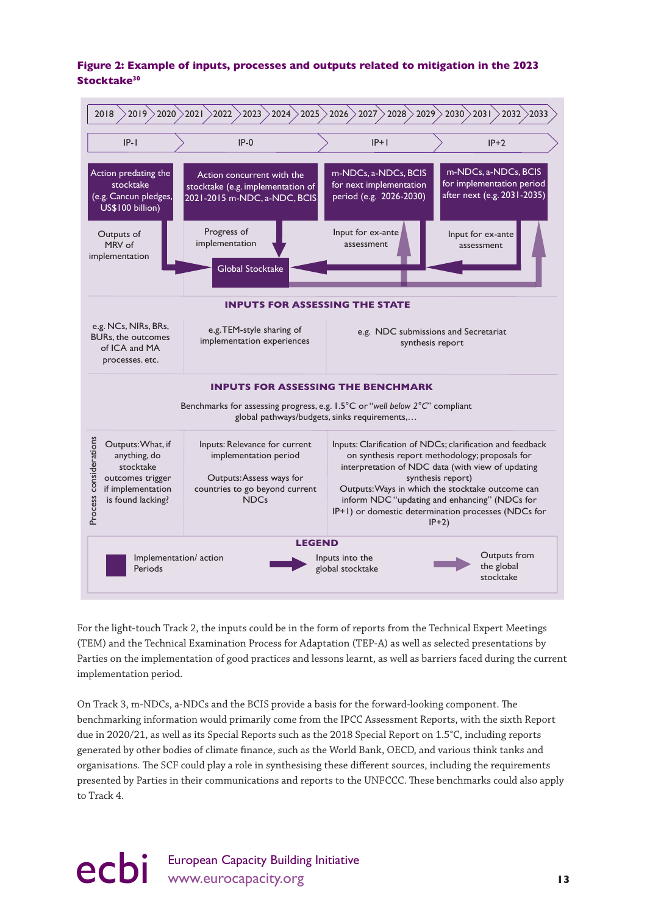**Figure 2: Example of inputs, processes and outputs related to mitigation in the 2023 Stocktake**[30]

| 2018 | 2019 | 2020 | 2021 | 2022 | 2023 | 2024 | 2025 | 2026 | 2027 | 2028 | 2029 | 2030 | 2031 | 2032 | 2033 |
|---|---|---|---|---|---|---|---|---|---|---|---|---|---|---|---|

| IP-1 | IP-0 | IP+1 | IP+2 |
|---|---|---|---|
| Action predating the stocktake (e.g. Cancun pledges, US$100 billion) | Action concurrent with the stocktake (e.g. implementation of 2021-2015 m-NDC, a-NDC, BCIS | m-NDCs, a-NDCs, BCIS for next implementation period (e.g. 2026-2030) | m-NDCs, a-NDCs, BCIS for implementation period after next (e.g. 2031-2035) |
| Outputs of MRV of implementation | Progress of implementation | Input for ex-ante assessment | Input for ex-ante assessment |

Global Stocktake

**INPUTS FOR ASSESSING THE STATE**

| e.g. NCs, NIRs, BRs, BURs, the outcomes of ICA and MA processes. etc. | e.g. TEM-style sharing of implementation experiences | e.g. NDC submissions and Secretariat synthesis report |
|---|---|---|

**INPUTS FOR ASSESSING THE BENCHMARK**

Benchmarks for assessing progress, e.g. 1.5°C or "*well below 2°C*" compliant global pathways/budgets, sinks requirements,…

| Process considerations | | | |
|---|---|---|---|
| | Outputs: What, if anything, do stocktake outcomes trigger if implementation is found lacking? | Inputs: Relevance for current implementation period<br><br>Outputs: Assess ways for countries to go beyond current NDCs | Inputs: Clarification of NDCs; clarification and feedback on synthesis report methodology; proposals for interpretation of NDC data (with view of updating synthesis report)<br>Outputs: Ways in which the stocktake outcome can inform NDC "updating and enhancing" (NDCs for IP+1) or domestic determination processes (NDCs for IP+2) |

**LEGEND**

- Implementation/ action Periods
- Inputs into the global stocktake
- Outputs from the global stocktake

For the light-touch Track 2, the inputs could be in the form of reports from the Technical Expert Meetings (TEM) and the Technical Examination Process for Adaptation (TEP-A) as well as selected presentations by Parties on the implementation of good practices and lessons learnt, as well as barriers faced during the current implementation period.

On Track 3, m-NDCs, a-NDCs and the BCIS provide a basis for the forward-looking component. The benchmarking information would primarily come from the IPCC Assessment Reports, with the sixth Report due in 2020/21, as well as its Special Reports such as the 2018 Special Report on 1.5°C, including reports generated by other bodies of climate finance, such as the World Bank, OECD, and various think tanks and organisations. The SCF could play a role in synthesising these different sources, including the requirements presented by Parties in their communications and reports to the UNFCCC. These benchmarks could also apply to Track 4.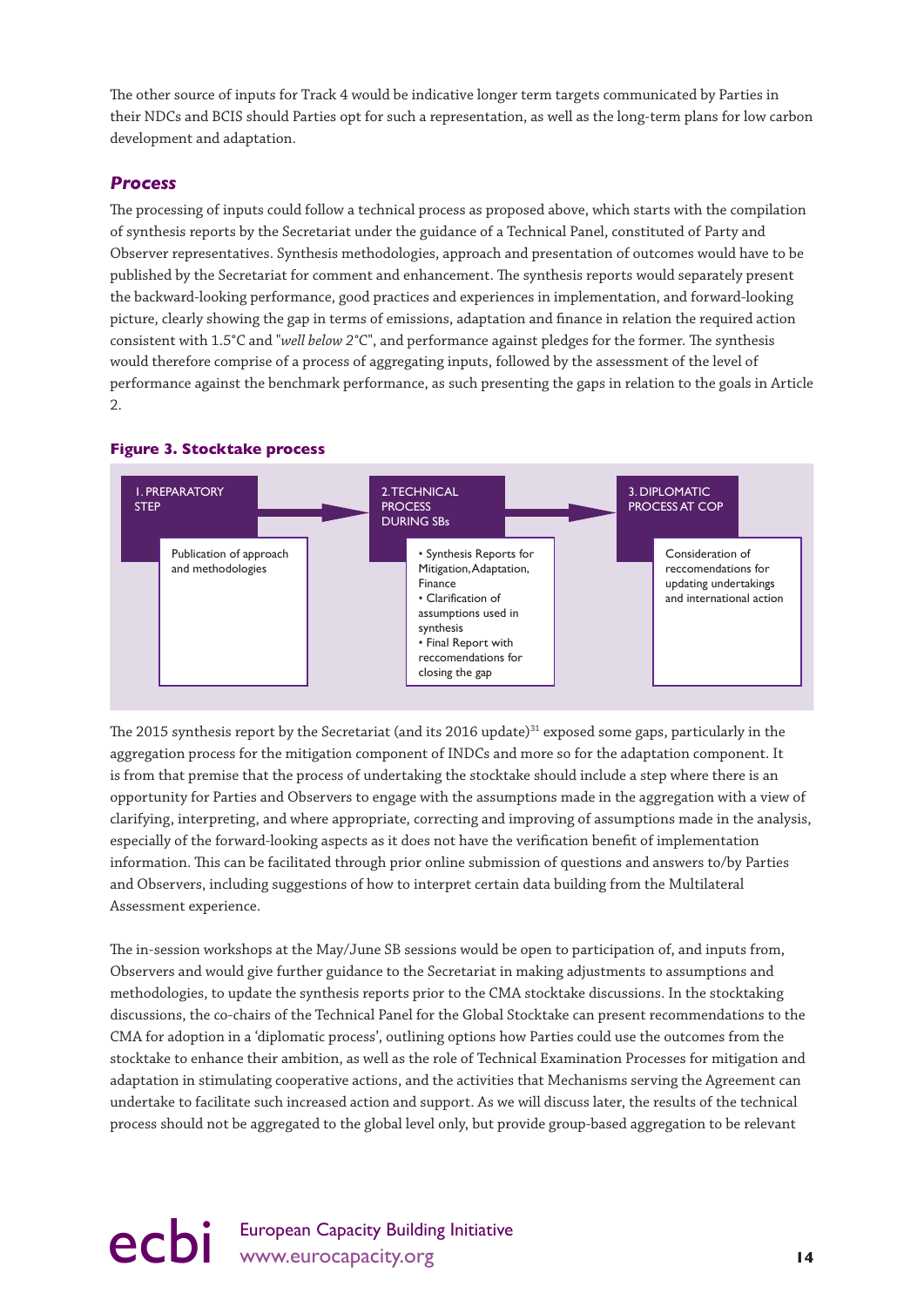The other source of inputs for Track 4 would be indicative longer term targets communicated by Parties in their NDCs and BCIS should Parties opt for such a representation, as well as the long-term plans for low carbon development and adaptation.

### *Process*

The processing of inputs could follow a technical process as proposed above, which starts with the compilation of synthesis reports by the Secretariat under the guidance of a Technical Panel, constituted of Party and Observer representatives. Synthesis methodologies, approach and presentation of outcomes would have to be published by the Secretariat for comment and enhancement. The synthesis reports would separately present the backward-looking performance, good practices and experiences in implementation, and forward-looking picture, clearly showing the gap in terms of emissions, adaptation and finance in relation the required action consistent with 1.5°C and "*well below 2*°C", and performance against pledges for the former. The synthesis would therefore comprise of a process of aggregating inputs, followed by the assessment of the level of performance against the benchmark performance, as such presenting the gaps in relation to the goals in Article 2.

**Figure 3. Stocktake process**

| 1. PREPARATORY STEP | 2. TECHNICAL PROCESS DURING SBs | 3. DIPLOMATIC PROCESS AT COP |
|---|---|---|
| Publication of approach and methodologies | • Synthesis Reports for Mitigation, Adaptation, Finance<br>• Clarification of assumptions used in synthesis<br>• Final Report with reccomendations for closing the gap | Consideration of reccomendations for updating undertakings and international action |

The 2015 synthesis report by the Secretariat (and its 2016 update)[31] exposed some gaps, particularly in the aggregation process for the mitigation component of INDCs and more so for the adaptation component. It is from that premise that the process of undertaking the stocktake should include a step where there is an opportunity for Parties and Observers to engage with the assumptions made in the aggregation with a view of clarifying, interpreting, and where appropriate, correcting and improving of assumptions made in the analysis, especially of the forward-looking aspects as it does not have the verification benefit of implementation information. This can be facilitated through prior online submission of questions and answers to/by Parties and Observers, including suggestions of how to interpret certain data building from the Multilateral Assessment experience.

The in-session workshops at the May/June SB sessions would be open to participation of, and inputs from, Observers and would give further guidance to the Secretariat in making adjustments to assumptions and methodologies, to update the synthesis reports prior to the CMA stocktake discussions. In the stocktaking discussions, the co-chairs of the Technical Panel for the Global Stocktake can present recommendations to the CMA for adoption in a 'diplomatic process', outlining options how Parties could use the outcomes from the stocktake to enhance their ambition, as well as the role of Technical Examination Processes for mitigation and adaptation in stimulating cooperative actions, and the activities that Mechanisms serving the Agreement can undertake to facilitate such increased action and support. As we will discuss later, the results of the technical process should not be aggregated to the global level only, but provide group-based aggregation to be relevant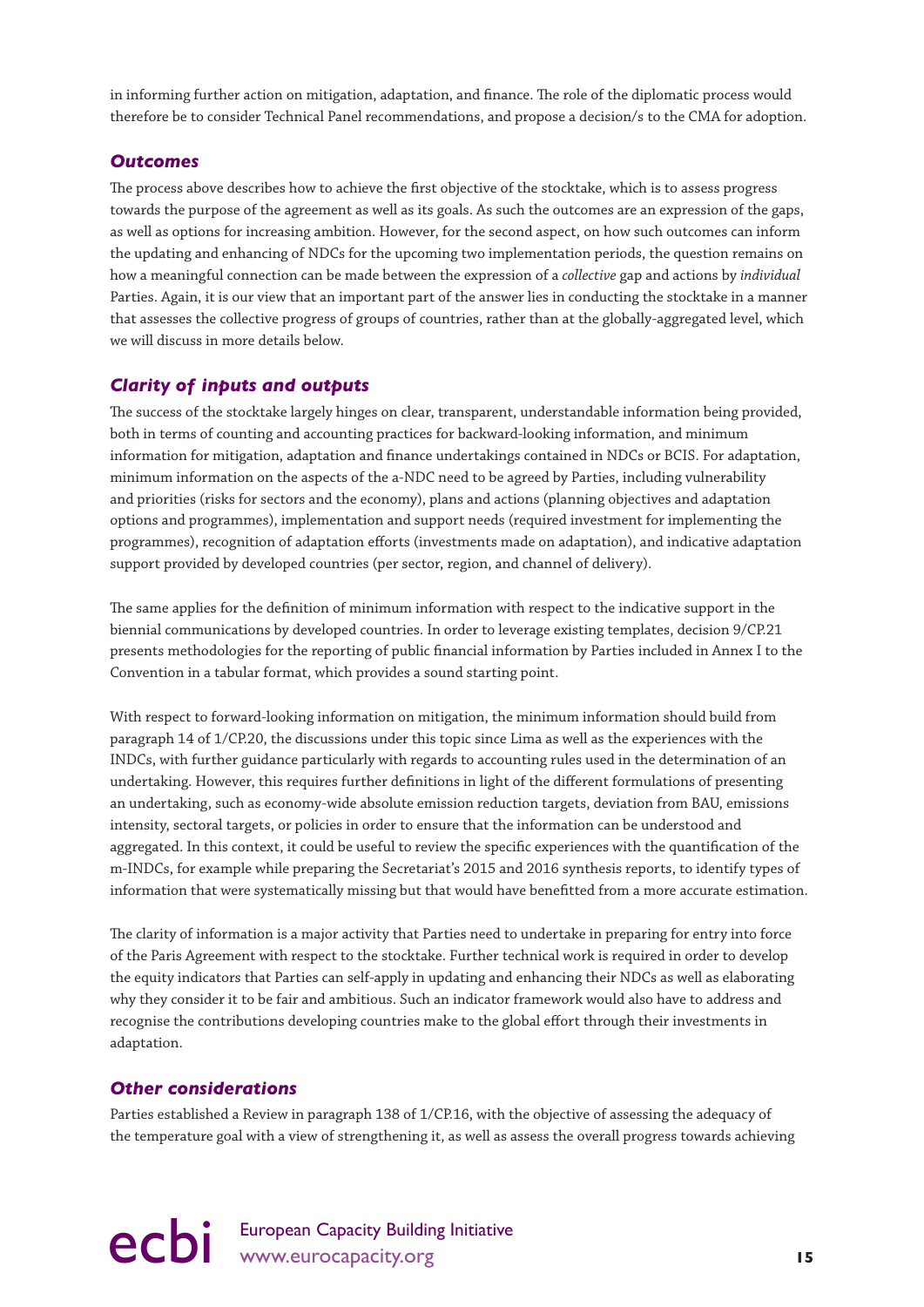in informing further action on mitigation, adaptation, and finance. The role of the diplomatic process would therefore be to consider Technical Panel recommendations, and propose a decision/s to the CMA for adoption.

### *Outcomes*

The process above describes how to achieve the first objective of the stocktake, which is to assess progress towards the purpose of the agreement as well as its goals. As such the outcomes are an expression of the gaps, as well as options for increasing ambition. However, for the second aspect, on how such outcomes can inform the updating and enhancing of NDCs for the upcoming two implementation periods, the question remains on how a meaningful connection can be made between the expression of a *collective* gap and actions by *individual* Parties. Again, it is our view that an important part of the answer lies in conducting the stocktake in a manner that assesses the collective progress of groups of countries, rather than at the globally-aggregated level, which we will discuss in more details below.

### *Clarity of inputs and outputs*

The success of the stocktake largely hinges on clear, transparent, understandable information being provided, both in terms of counting and accounting practices for backward-looking information, and minimum information for mitigation, adaptation and finance undertakings contained in NDCs or BCIS. For adaptation, minimum information on the aspects of the a-NDC need to be agreed by Parties, including vulnerability and priorities (risks for sectors and the economy), plans and actions (planning objectives and adaptation options and programmes), implementation and support needs (required investment for implementing the programmes), recognition of adaptation efforts (investments made on adaptation), and indicative adaptation support provided by developed countries (per sector, region, and channel of delivery).

The same applies for the definition of minimum information with respect to the indicative support in the biennial communications by developed countries. In order to leverage existing templates, decision 9/CP.21 presents methodologies for the reporting of public financial information by Parties included in Annex I to the Convention in a tabular format, which provides a sound starting point.

With respect to forward-looking information on mitigation, the minimum information should build from paragraph 14 of 1/CP.20, the discussions under this topic since Lima as well as the experiences with the INDCs, with further guidance particularly with regards to accounting rules used in the determination of an undertaking. However, this requires further definitions in light of the different formulations of presenting an undertaking, such as economy-wide absolute emission reduction targets, deviation from BAU, emissions intensity, sectoral targets, or policies in order to ensure that the information can be understood and aggregated. In this context, it could be useful to review the specific experiences with the quantification of the m-INDCs, for example while preparing the Secretariat's 2015 and 2016 synthesis reports, to identify types of information that were systematically missing but that would have benefitted from a more accurate estimation.

The clarity of information is a major activity that Parties need to undertake in preparing for entry into force of the Paris Agreement with respect to the stocktake. Further technical work is required in order to develop the equity indicators that Parties can self-apply in updating and enhancing their NDCs as well as elaborating why they consider it to be fair and ambitious. Such an indicator framework would also have to address and recognise the contributions developing countries make to the global effort through their investments in adaptation.

### *Other considerations*

Parties established a Review in paragraph 138 of 1/CP.16, with the objective of assessing the adequacy of the temperature goal with a view of strengthening it, as well as assess the overall progress towards achieving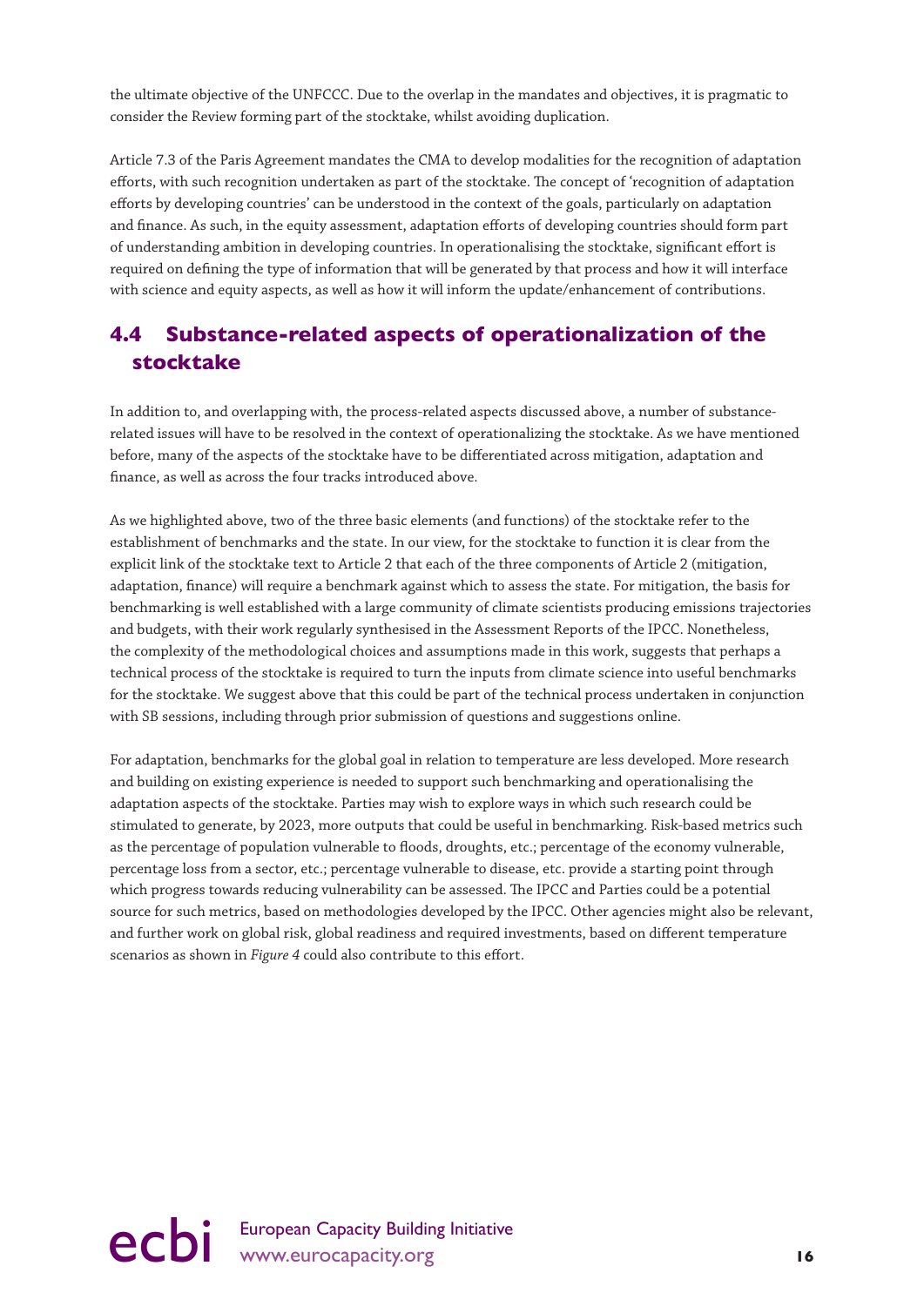the ultimate objective of the UNFCCC. Due to the overlap in the mandates and objectives, it is pragmatic to consider the Review forming part of the stocktake, whilst avoiding duplication.

Article 7.3 of the Paris Agreement mandates the CMA to develop modalities for the recognition of adaptation efforts, with such recognition undertaken as part of the stocktake. The concept of 'recognition of adaptation efforts by developing countries' can be understood in the context of the goals, particularly on adaptation and finance. As such, in the equity assessment, adaptation efforts of developing countries should form part of understanding ambition in developing countries. In operationalising the stocktake, significant effort is required on defining the type of information that will be generated by that process and how it will interface with science and equity aspects, as well as how it will inform the update/enhancement of contributions.

## 4.4 Substance-related aspects of operationalization of the stocktake

In addition to, and overlapping with, the process-related aspects discussed above, a number of substance-related issues will have to be resolved in the context of operationalizing the stocktake. As we have mentioned before, many of the aspects of the stocktake have to be differentiated across mitigation, adaptation and finance, as well as across the four tracks introduced above.

As we highlighted above, two of the three basic elements (and functions) of the stocktake refer to the establishment of benchmarks and the state. In our view, for the stocktake to function it is clear from the explicit link of the stocktake text to Article 2 that each of the three components of Article 2 (mitigation, adaptation, finance) will require a benchmark against which to assess the state. For mitigation, the basis for benchmarking is well established with a large community of climate scientists producing emissions trajectories and budgets, with their work regularly synthesised in the Assessment Reports of the IPCC. Nonetheless, the complexity of the methodological choices and assumptions made in this work, suggests that perhaps a technical process of the stocktake is required to turn the inputs from climate science into useful benchmarks for the stocktake. We suggest above that this could be part of the technical process undertaken in conjunction with SB sessions, including through prior submission of questions and suggestions online.

For adaptation, benchmarks for the global goal in relation to temperature are less developed. More research and building on existing experience is needed to support such benchmarking and operationalising the adaptation aspects of the stocktake. Parties may wish to explore ways in which such research could be stimulated to generate, by 2023, more outputs that could be useful in benchmarking. Risk-based metrics such as the percentage of population vulnerable to floods, droughts, etc.; percentage of the economy vulnerable, percentage loss from a sector, etc.; percentage vulnerable to disease, etc. provide a starting point through which progress towards reducing vulnerability can be assessed. The IPCC and Parties could be a potential source for such metrics, based on methodologies developed by the IPCC. Other agencies might also be relevant, and further work on global risk, global readiness and required investments, based on different temperature scenarios as shown in *Figure 4* could also contribute to this effort.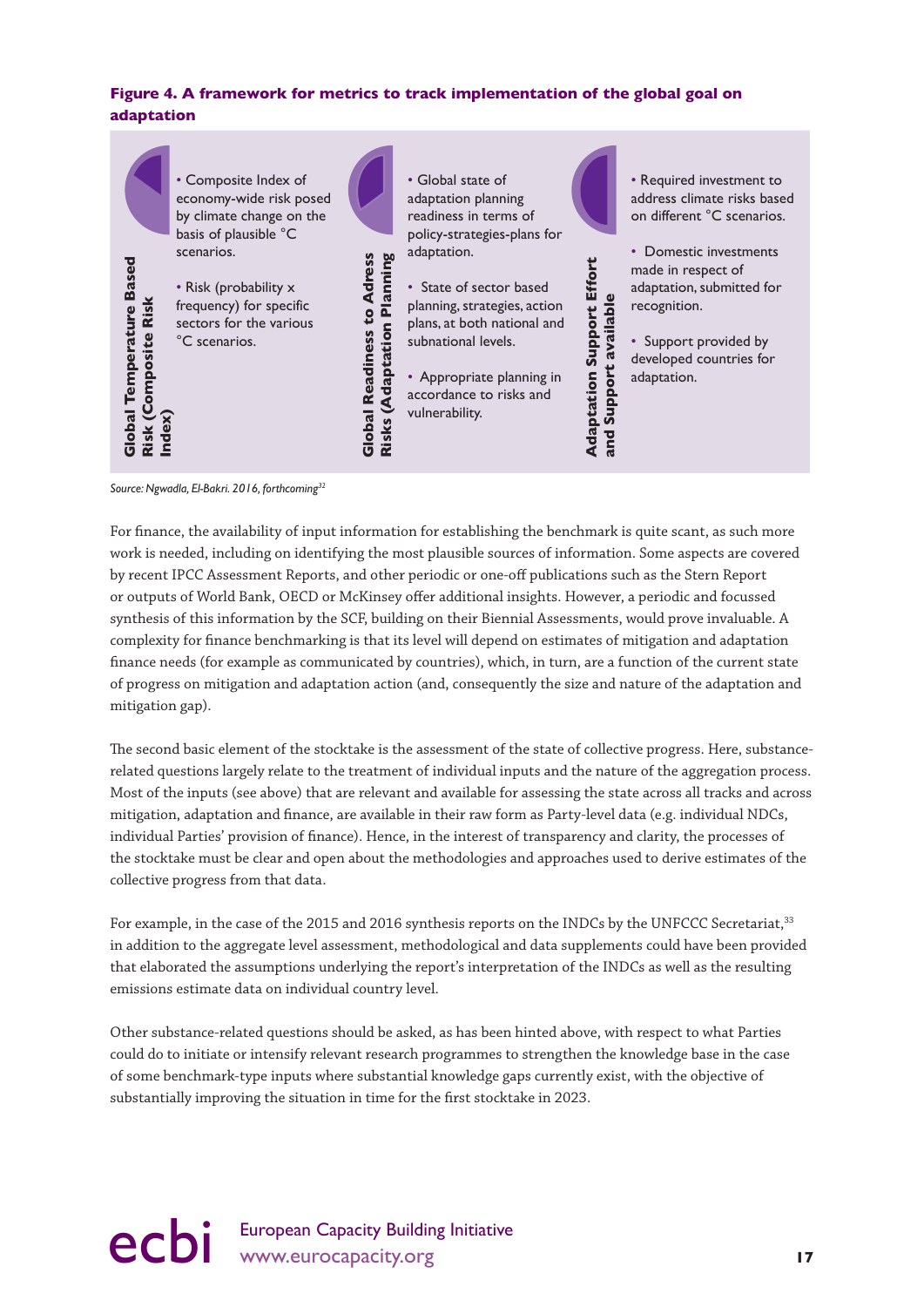**Figure 4. A framework for metrics to track implementation of the global goal on adaptation**

| Global Temperature Based Risk (Composite Risk Index) | Global Readiness to Adress Risks (Adaptation Planning | Adaptation Support Effort and Support available |
|---|---|---|
| • Composite Index of economy-wide risk posed by climate change on the basis of plausible °C scenarios.<br>• Risk (probability x frequency) for specific sectors for the various °C scenarios. | • Global state of adaptation planning readiness in terms of policy-strategies-plans for adaptation.<br>• State of sector based planning, strategies, action plans, at both national and subnational levels.<br>• Appropriate planning in accordance to risks and vulnerability. | • Required investment to address climate risks based on different °C scenarios.<br>• Domestic investments made in respect of adaptation, submitted for recognition.<br>• Support provided by developed countries for adaptation. |

*Source: Ngwadla, El-Bakri. 2016, forthcoming*[32]

For finance, the availability of input information for establishing the benchmark is quite scant, as such more work is needed, including on identifying the most plausible sources of information. Some aspects are covered by recent IPCC Assessment Reports, and other periodic or one-off publications such as the Stern Report or outputs of World Bank, OECD or McKinsey offer additional insights. However, a periodic and focussed synthesis of this information by the SCF, building on their Biennial Assessments, would prove invaluable. A complexity for finance benchmarking is that its level will depend on estimates of mitigation and adaptation finance needs (for example as communicated by countries), which, in turn, are a function of the current state of progress on mitigation and adaptation action (and, consequently the size and nature of the adaptation and mitigation gap).

The second basic element of the stocktake is the assessment of the state of collective progress. Here, substance-related questions largely relate to the treatment of individual inputs and the nature of the aggregation process. Most of the inputs (see above) that are relevant and available for assessing the state across all tracks and across mitigation, adaptation and finance, are available in their raw form as Party-level data (e.g. individual NDCs, individual Parties' provision of finance). Hence, in the interest of transparency and clarity, the processes of the stocktake must be clear and open about the methodologies and approaches used to derive estimates of the collective progress from that data.

For example, in the case of the 2015 and 2016 synthesis reports on the INDCs by the UNFCCC Secretariat,[33] in addition to the aggregate level assessment, methodological and data supplements could have been provided that elaborated the assumptions underlying the report's interpretation of the INDCs as well as the resulting emissions estimate data on individual country level.

Other substance-related questions should be asked, as has been hinted above, with respect to what Parties could do to initiate or intensify relevant research programmes to strengthen the knowledge base in the case of some benchmark-type inputs where substantial knowledge gaps currently exist, with the objective of substantially improving the situation in time for the first stocktake in 2023.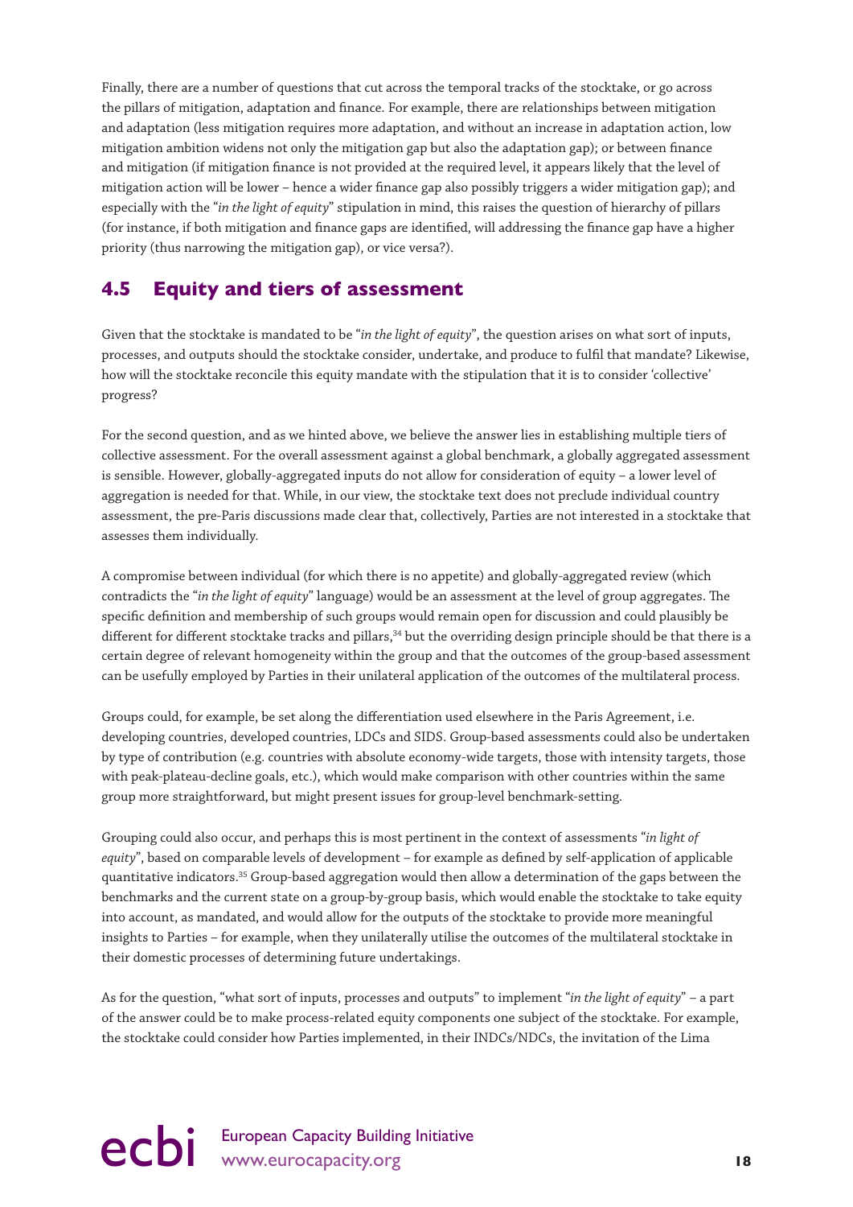Finally, there are a number of questions that cut across the temporal tracks of the stocktake, or go across the pillars of mitigation, adaptation and finance. For example, there are relationships between mitigation and adaptation (less mitigation requires more adaptation, and without an increase in adaptation action, low mitigation ambition widens not only the mitigation gap but also the adaptation gap); or between finance and mitigation (if mitigation finance is not provided at the required level, it appears likely that the level of mitigation action will be lower – hence a wider finance gap also possibly triggers a wider mitigation gap); and especially with the "*in the light of equity*" stipulation in mind, this raises the question of hierarchy of pillars (for instance, if both mitigation and finance gaps are identified, will addressing the finance gap have a higher priority (thus narrowing the mitigation gap), or vice versa?).

## 4.5 Equity and tiers of assessment

Given that the stocktake is mandated to be "*in the light of equity*", the question arises on what sort of inputs, processes, and outputs should the stocktake consider, undertake, and produce to fulfil that mandate? Likewise, how will the stocktake reconcile this equity mandate with the stipulation that it is to consider 'collective' progress?

For the second question, and as we hinted above, we believe the answer lies in establishing multiple tiers of collective assessment. For the overall assessment against a global benchmark, a globally aggregated assessment is sensible. However, globally-aggregated inputs do not allow for consideration of equity – a lower level of aggregation is needed for that. While, in our view, the stocktake text does not preclude individual country assessment, the pre-Paris discussions made clear that, collectively, Parties are not interested in a stocktake that assesses them individually.

A compromise between individual (for which there is no appetite) and globally-aggregated review (which contradicts the "*in the light of equity*" language) would be an assessment at the level of group aggregates. The specific definition and membership of such groups would remain open for discussion and could plausibly be different for different stocktake tracks and pillars,[34] but the overriding design principle should be that there is a certain degree of relevant homogeneity within the group and that the outcomes of the group-based assessment can be usefully employed by Parties in their unilateral application of the outcomes of the multilateral process.

Groups could, for example, be set along the differentiation used elsewhere in the Paris Agreement, i.e. developing countries, developed countries, LDCs and SIDS. Group-based assessments could also be undertaken by type of contribution (e.g. countries with absolute economy-wide targets, those with intensity targets, those with peak-plateau-decline goals, etc.), which would make comparison with other countries within the same group more straightforward, but might present issues for group-level benchmark-setting.

Grouping could also occur, and perhaps this is most pertinent in the context of assessments "*in light of equity*", based on comparable levels of development – for example as defined by self-application of applicable quantitative indicators.[35] Group-based aggregation would then allow a determination of the gaps between the benchmarks and the current state on a group-by-group basis, which would enable the stocktake to take equity into account, as mandated, and would allow for the outputs of the stocktake to provide more meaningful insights to Parties – for example, when they unilaterally utilise the outcomes of the multilateral stocktake in their domestic processes of determining future undertakings.

As for the question, "what sort of inputs, processes and outputs" to implement "*in the light of equity*" – a part of the answer could be to make process-related equity components one subject of the stocktake. For example, the stocktake could consider how Parties implemented, in their INDCs/NDCs, the invitation of the Lima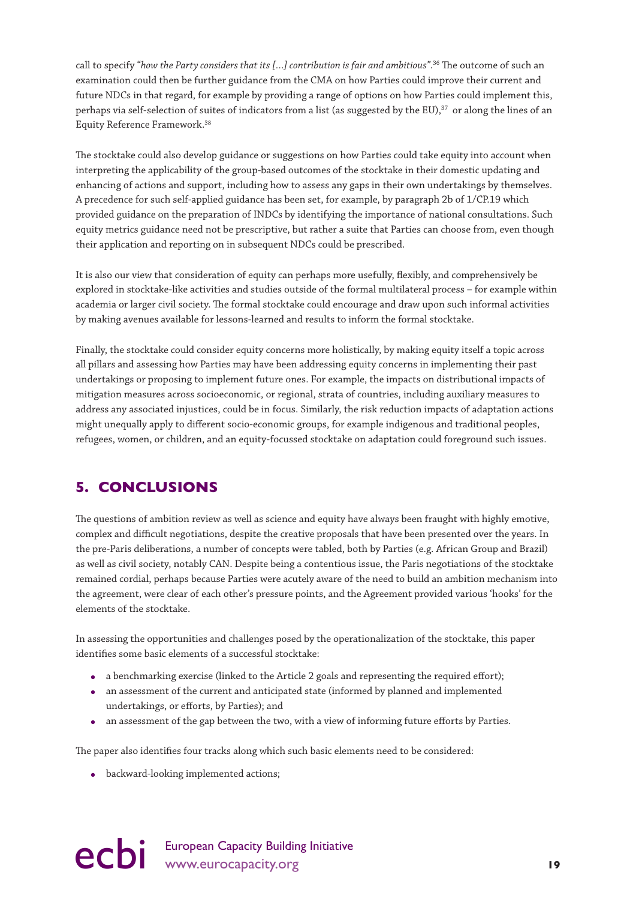call to specify "*how the Party considers that its […] contribution is fair and ambitious*".[36] The outcome of such an examination could then be further guidance from the CMA on how Parties could improve their current and future NDCs in that regard, for example by providing a range of options on how Parties could implement this, perhaps via self-selection of suites of indicators from a list (as suggested by the EU),[37] or along the lines of an Equity Reference Framework.[38]

The stocktake could also develop guidance or suggestions on how Parties could take equity into account when interpreting the applicability of the group-based outcomes of the stocktake in their domestic updating and enhancing of actions and support, including how to assess any gaps in their own undertakings by themselves. A precedence for such self-applied guidance has been set, for example, by paragraph 2b of 1/CP.19 which provided guidance on the preparation of INDCs by identifying the importance of national consultations. Such equity metrics guidance need not be prescriptive, but rather a suite that Parties can choose from, even though their application and reporting on in subsequent NDCs could be prescribed.

It is also our view that consideration of equity can perhaps more usefully, flexibly, and comprehensively be explored in stocktake-like activities and studies outside of the formal multilateral process – for example within academia or larger civil society. The formal stocktake could encourage and draw upon such informal activities by making avenues available for lessons-learned and results to inform the formal stocktake.

Finally, the stocktake could consider equity concerns more holistically, by making equity itself a topic across all pillars and assessing how Parties may have been addressing equity concerns in implementing their past undertakings or proposing to implement future ones. For example, the impacts on distributional impacts of mitigation measures across socioeconomic, or regional, strata of countries, including auxiliary measures to address any associated injustices, could be in focus. Similarly, the risk reduction impacts of adaptation actions might unequally apply to different socio-economic groups, for example indigenous and traditional peoples, refugees, women, or children, and an equity-focussed stocktake on adaptation could foreground such issues.

## 5. CONCLUSIONS

The questions of ambition review as well as science and equity have always been fraught with highly emotive, complex and difficult negotiations, despite the creative proposals that have been presented over the years. In the pre-Paris deliberations, a number of concepts were tabled, both by Parties (e.g. African Group and Brazil) as well as civil society, notably CAN. Despite being a contentious issue, the Paris negotiations of the stocktake remained cordial, perhaps because Parties were acutely aware of the need to build an ambition mechanism into the agreement, were clear of each other's pressure points, and the Agreement provided various 'hooks' for the elements of the stocktake.

In assessing the opportunities and challenges posed by the operationalization of the stocktake, this paper identifies some basic elements of a successful stocktake:

- a benchmarking exercise (linked to the Article 2 goals and representing the required effort);
- an assessment of the current and anticipated state (informed by planned and implemented undertakings, or efforts, by Parties); and
- an assessment of the gap between the two, with a view of informing future efforts by Parties.

The paper also identifies four tracks along which such basic elements need to be considered:

- backward-looking implemented actions;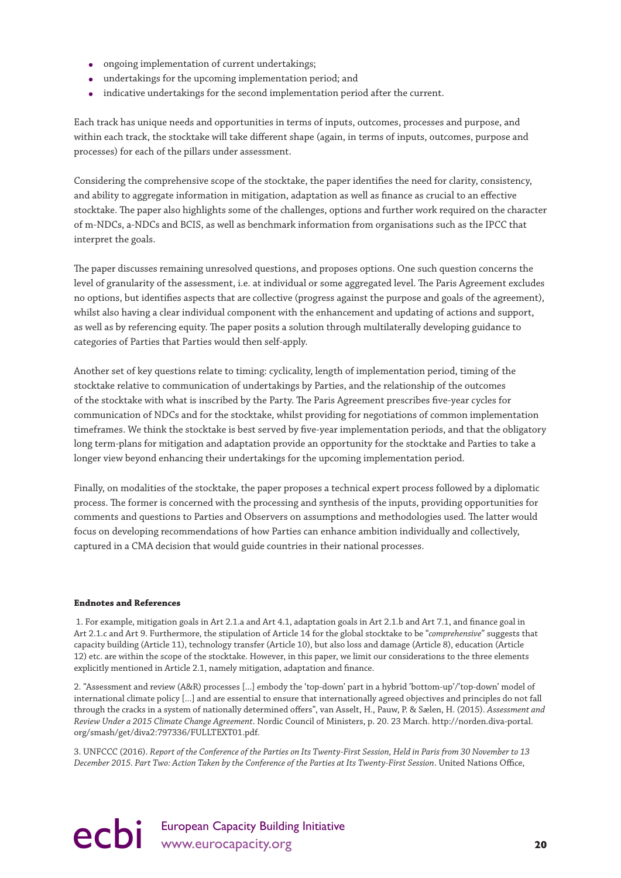- ongoing implementation of current undertakings;
- undertakings for the upcoming implementation period; and
- indicative undertakings for the second implementation period after the current.

Each track has unique needs and opportunities in terms of inputs, outcomes, processes and purpose, and within each track, the stocktake will take different shape (again, in terms of inputs, outcomes, purpose and processes) for each of the pillars under assessment.

Considering the comprehensive scope of the stocktake, the paper identifies the need for clarity, consistency, and ability to aggregate information in mitigation, adaptation as well as finance as crucial to an effective stocktake. The paper also highlights some of the challenges, options and further work required on the character of m-NDCs, a-NDCs and BCIS, as well as benchmark information from organisations such as the IPCC that interpret the goals.

The paper discusses remaining unresolved questions, and proposes options. One such question concerns the level of granularity of the assessment, i.e. at individual or some aggregated level. The Paris Agreement excludes no options, but identifies aspects that are collective (progress against the purpose and goals of the agreement), whilst also having a clear individual component with the enhancement and updating of actions and support, as well as by referencing equity. The paper posits a solution through multilaterally developing guidance to categories of Parties that Parties would then self-apply.

Another set of key questions relate to timing: cyclicality, length of implementation period, timing of the stocktake relative to communication of undertakings by Parties, and the relationship of the outcomes of the stocktake with what is inscribed by the Party. The Paris Agreement prescribes five-year cycles for communication of NDCs and for the stocktake, whilst providing for negotiations of common implementation timeframes. We think the stocktake is best served by five-year implementation periods, and that the obligatory long term-plans for mitigation and adaptation provide an opportunity for the stocktake and Parties to take a longer view beyond enhancing their undertakings for the upcoming implementation period.

Finally, on modalities of the stocktake, the paper proposes a technical expert process followed by a diplomatic process. The former is concerned with the processing and synthesis of the inputs, providing opportunities for comments and questions to Parties and Observers on assumptions and methodologies used. The latter would focus on developing recommendations of how Parties can enhance ambition individually and collectively, captured in a CMA decision that would guide countries in their national processes.

**Endnotes and References**

1. For example, mitigation goals in Art 2.1.a and Art 4.1, adaptation goals in Art 2.1.b and Art 7.1, and finance goal in Art 2.1.c and Art 9. Furthermore, the stipulation of Article 14 for the global stocktake to be "*comprehensive*" suggests that capacity building (Article 11), technology transfer (Article 10), but also loss and damage (Article 8), education (Article 12) etc. are within the scope of the stocktake. However, in this paper, we limit our considerations to the three elements explicitly mentioned in Article 2.1, namely mitigation, adaptation and finance.

2. "Assessment and review (A&R) processes [...] embody the 'top-down' part in a hybrid 'bottom-up'/'top-down' model of international climate policy [...] and are essential to ensure that internationally agreed objectives and principles do not fall through the cracks in a system of nationally determined offers", van Asselt, H., Pauw, P. & Sælen, H. (2015). *Assessment and Review Under a 2015 Climate Change Agreement*. Nordic Council of Ministers, p. 20. 23 March. http://norden.diva-portal.org/smash/get/diva2:797336/FULLTEXT01.pdf.

3. UNFCCC (2016). *Report of the Conference of the Parties on Its Twenty-First Session, Held in Paris from 30 November to 13 December 2015. Part Two: Action Taken by the Conference of the Parties at Its Twenty-First Session*. United Nations Office,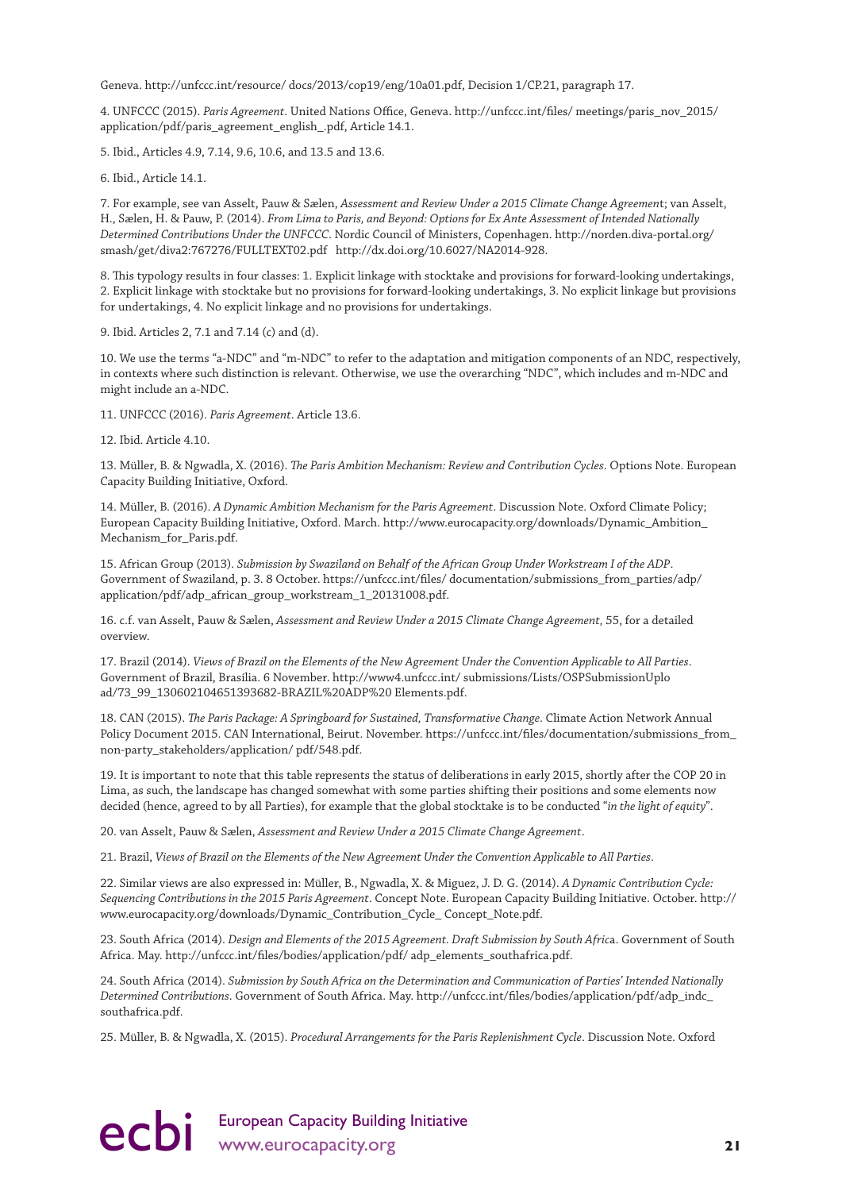Geneva. http://unfccc.int/resource/ docs/2013/cop19/eng/10a01.pdf, Decision 1/CP.21, paragraph 17.

4. UNFCCC (2015). *Paris Agreement*. United Nations Office, Geneva. http://unfccc.int/files/ meetings/paris_nov_2015/ application/pdf/paris_agreement_english_.pdf, Article 14.1.

5. Ibid., Articles 4.9, 7.14, 9.6, 10.6, and 13.5 and 13.6.

6. Ibid., Article 14.1.

7. For example, see van Asselt, Pauw & Sælen, *Assessment and Review Under a 2015 Climate Change Agreement*; van Asselt, H., Sælen, H. & Pauw, P. (2014). *From Lima to Paris, and Beyond: Options for Ex Ante Assessment of Intended Nationally Determined Contributions Under the UNFCCC*. Nordic Council of Ministers, Copenhagen. http://norden.diva-portal.org/ smash/get/diva2:767276/FULLTEXT02.pdf http://dx.doi.org/10.6027/NA2014-928.

8. This typology results in four classes: 1. Explicit linkage with stocktake and provisions for forward-looking undertakings, 2. Explicit linkage with stocktake but no provisions for forward-looking undertakings, 3. No explicit linkage but provisions for undertakings, 4. No explicit linkage and no provisions for undertakings.

9. Ibid. Articles 2, 7.1 and 7.14 (c) and (d).

10. We use the terms "a-NDC" and "m-NDC" to refer to the adaptation and mitigation components of an NDC, respectively, in contexts where such distinction is relevant. Otherwise, we use the overarching "NDC", which includes and m-NDC and might include an a-NDC.

11. UNFCCC (2016). *Paris Agreement*. Article 13.6.

12. Ibid. Article 4.10.

13. Müller, B. & Ngwadla, X. (2016). *The Paris Ambition Mechanism: Review and Contribution Cycles*. Options Note. European Capacity Building Initiative, Oxford.

14. Müller, B. (2016). *A Dynamic Ambition Mechanism for the Paris Agreement*. Discussion Note. Oxford Climate Policy; European Capacity Building Initiative, Oxford. March. http://www.eurocapacity.org/downloads/Dynamic_Ambition_ Mechanism_for_Paris.pdf.

15. African Group (2013). *Submission by Swaziland on Behalf of the African Group Under Workstream I of the ADP*. Government of Swaziland, p. 3. 8 October. https://unfccc.int/files/ documentation/submissions_from_parties/adp/ application/pdf/adp_african_group_workstream_1_20131008.pdf.

16. c.f. van Asselt, Pauw & Sælen, *Assessment and Review Under a 2015 Climate Change Agreement*, 55, for a detailed overview.

17. Brazil (2014). *Views of Brazil on the Elements of the New Agreement Under the Convention Applicable to All Parties*. Government of Brazil, Brasília. 6 November. http://www4.unfccc.int/ submissions/Lists/OSPSubmissionUplo ad/73_99_130602104651393682-BRAZIL%20ADP%20 Elements.pdf.

18. CAN (2015). *The Paris Package: A Springboard for Sustained, Transformative Change*. Climate Action Network Annual Policy Document 2015. CAN International, Beirut. November. https://unfccc.int/files/documentation/submissions_from_ non-party_stakeholders/application/ pdf/548.pdf.

19. It is important to note that this table represents the status of deliberations in early 2015, shortly after the COP 20 in Lima, as such, the landscape has changed somewhat with some parties shifting their positions and some elements now decided (hence, agreed to by all Parties), for example that the global stocktake is to be conducted "*in the light of equity*".

20. van Asselt, Pauw & Sælen, *Assessment and Review Under a 2015 Climate Change Agreement*.

21. Brazil, *Views of Brazil on the Elements of the New Agreement Under the Convention Applicable to All Parties*.

22. Similar views are also expressed in: Müller, B., Ngwadla, X. & Miguez, J. D. G. (2014). *A Dynamic Contribution Cycle: Sequencing Contributions in the 2015 Paris Agreement*. Concept Note. European Capacity Building Initiative. October. http:// www.eurocapacity.org/downloads/Dynamic_Contribution_Cycle_ Concept_Note.pdf.

23. South Africa (2014). *Design and Elements of the 2015 Agreement. Draft Submission by South Africa*. Government of South Africa. May. http://unfccc.int/files/bodies/application/pdf/ adp_elements_southafrica.pdf.

24. South Africa (2014). *Submission by South Africa on the Determination and Communication of Parties' Intended Nationally Determined Contributions*. Government of South Africa. May. http://unfccc.int/files/bodies/application/pdf/adp_indc_ southafrica.pdf.

25. Müller, B. & Ngwadla, X. (2015). *Procedural Arrangements for the Paris Replenishment Cycle*. Discussion Note. Oxford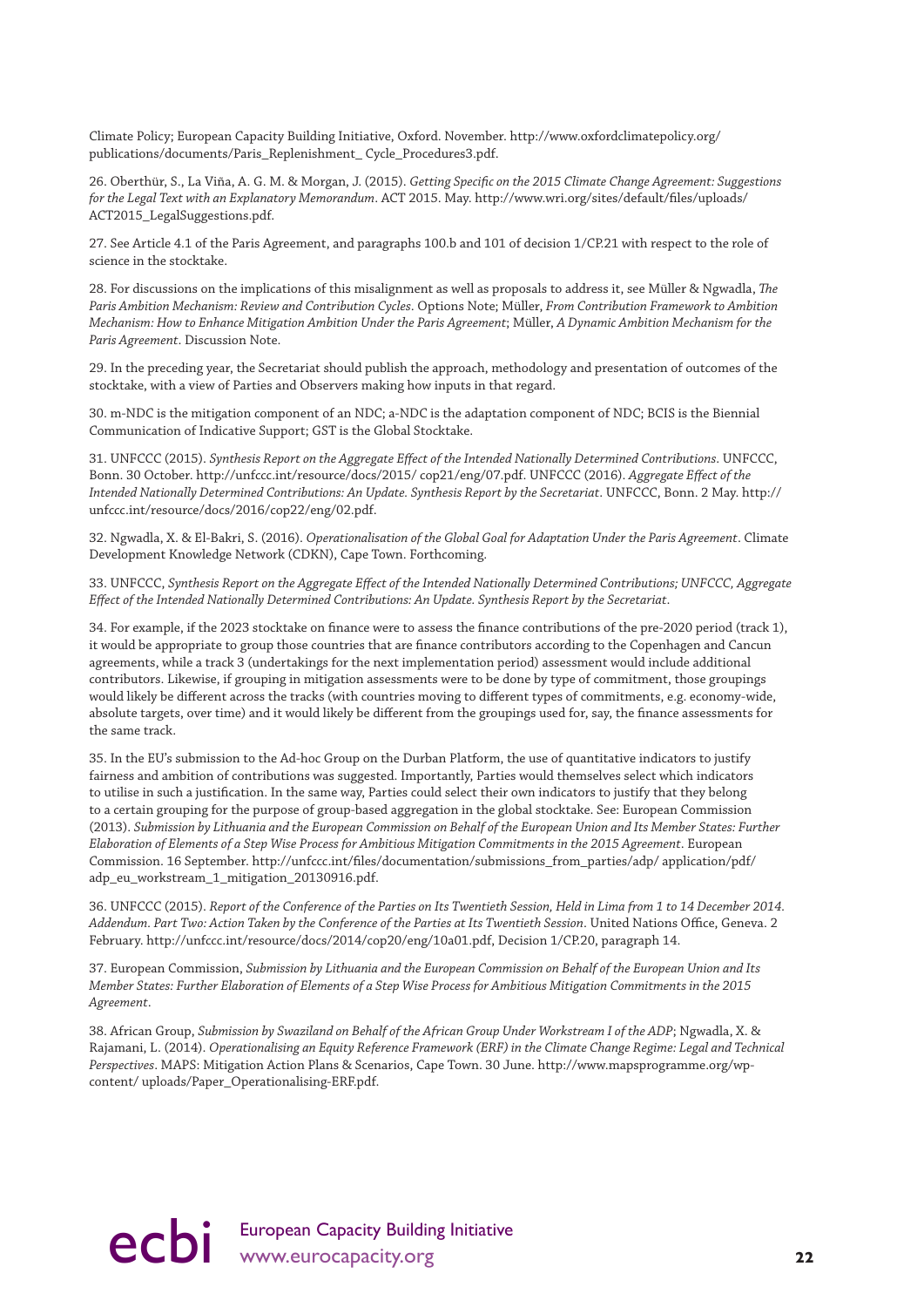Climate Policy; European Capacity Building Initiative, Oxford. November. http://www.oxfordclimatepolicy.org/publications/documents/Paris_Replenishment_ Cycle_Procedures3.pdf.

26. Oberthür, S., La Viña, A. G. M. & Morgan, J. (2015). *Getting Specific on the 2015 Climate Change Agreement: Suggestions for the Legal Text with an Explanatory Memorandum*. ACT 2015. May. http://www.wri.org/sites/default/files/uploads/ACT2015_LegalSuggestions.pdf.

27. See Article 4.1 of the Paris Agreement, and paragraphs 100.b and 101 of decision 1/CP.21 with respect to the role of science in the stocktake.

28. For discussions on the implications of this misalignment as well as proposals to address it, see Müller & Ngwadla, *The Paris Ambition Mechanism: Review and Contribution Cycles*. Options Note; Müller, *From Contribution Framework to Ambition Mechanism: How to Enhance Mitigation Ambition Under the Paris Agreement*; Müller, *A Dynamic Ambition Mechanism for the Paris Agreement*. Discussion Note.

29. In the preceding year, the Secretariat should publish the approach, methodology and presentation of outcomes of the stocktake, with a view of Parties and Observers making how inputs in that regard.

30. m-NDC is the mitigation component of an NDC; a-NDC is the adaptation component of NDC; BCIS is the Biennial Communication of Indicative Support; GST is the Global Stocktake.

31. UNFCCC (2015). *Synthesis Report on the Aggregate Effect of the Intended Nationally Determined Contributions*. UNFCCC, Bonn. 30 October. http://unfccc.int/resource/docs/2015/ cop21/eng/07.pdf. UNFCCC (2016). *Aggregate Effect of the Intended Nationally Determined Contributions: An Update. Synthesis Report by the Secretariat*. UNFCCC, Bonn. 2 May. http://unfccc.int/resource/docs/2016/cop22/eng/02.pdf.

32. Ngwadla, X. & El-Bakri, S. (2016). *Operationalisation of the Global Goal for Adaptation Under the Paris Agreement*. Climate Development Knowledge Network (CDKN), Cape Town. Forthcoming.

33. UNFCCC, *Synthesis Report on the Aggregate Effect of the Intended Nationally Determined Contributions; UNFCCC, Aggregate Effect of the Intended Nationally Determined Contributions: An Update. Synthesis Report by the Secretariat*.

34. For example, if the 2023 stocktake on finance were to assess the finance contributions of the pre-2020 period (track 1), it would be appropriate to group those countries that are finance contributors according to the Copenhagen and Cancun agreements, while a track 3 (undertakings for the next implementation period) assessment would include additional contributors. Likewise, if grouping in mitigation assessments were to be done by type of commitment, those groupings would likely be different across the tracks (with countries moving to different types of commitments, e.g. economy-wide, absolute targets, over time) and it would likely be different from the groupings used for, say, the finance assessments for the same track.

35. In the EU's submission to the Ad-hoc Group on the Durban Platform, the use of quantitative indicators to justify fairness and ambition of contributions was suggested. Importantly, Parties would themselves select which indicators to utilise in such a justification. In the same way, Parties could select their own indicators to justify that they belong to a certain grouping for the purpose of group-based aggregation in the global stocktake. See: European Commission (2013). *Submission by Lithuania and the European Commission on Behalf of the European Union and Its Member States: Further Elaboration of Elements of a Step Wise Process for Ambitious Mitigation Commitments in the 2015 Agreement*. European Commission. 16 September. http://unfccc.int/files/documentation/submissions_from_parties/adp/ application/pdf/adp_eu_workstream_1_mitigation_20130916.pdf.

36. UNFCCC (2015). *Report of the Conference of the Parties on Its Twentieth Session, Held in Lima from 1 to 14 December 2014. Addendum. Part Two: Action Taken by the Conference of the Parties at Its Twentieth Session*. United Nations Office, Geneva. 2 February. http://unfccc.int/resource/docs/2014/cop20/eng/10a01.pdf, Decision 1/CP.20, paragraph 14.

37. European Commission, *Submission by Lithuania and the European Commission on Behalf of the European Union and Its Member States: Further Elaboration of Elements of a Step Wise Process for Ambitious Mitigation Commitments in the 2015 Agreement*.

38. African Group, *Submission by Swaziland on Behalf of the African Group Under Workstream I of the ADP*; Ngwadla, X. & Rajamani, L. (2014). *Operationalising an Equity Reference Framework (ERF) in the Climate Change Regime: Legal and Technical Perspectives*. MAPS: Mitigation Action Plans & Scenarios, Cape Town. 30 June. http://www.mapsprogramme.org/wp-content/ uploads/Paper_Operationalising-ERF.pdf.